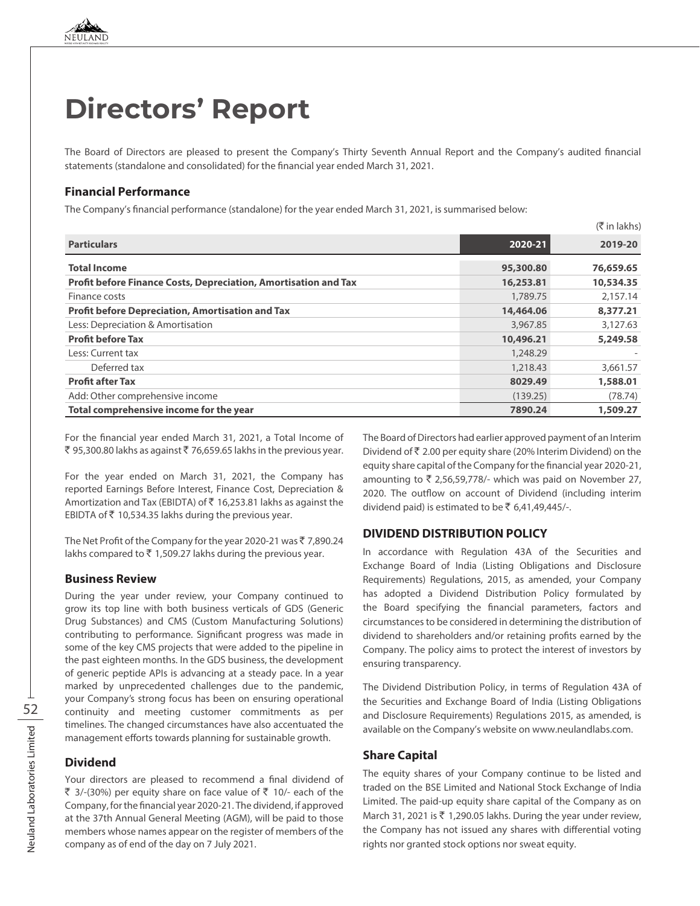# Directors' Report

The Board of Directors are pleased to present the Company's Thirty Seventh Annual Report and the Company's audited financial statements (standalone and consolidated) for the financial year ended March 31, 2021.

## Financial Performance

The Company's financial performance (standalone) for the year ended March 31, 2021, is summarised below:

(₹ in lakhs)

| Particulars | 2020-21 | 2019-20 |
|---|---|---|
| **Total Income** | **95,300.80** | **76,659.65** |
| **Profit before Finance Costs, Depreciation, Amortisation and Tax** | **16,253.81** | **10,534.35** |
| Finance costs | 1,789.75 | 2,157.14 |
| **Profit before Depreciation, Amortisation and Tax** | **14,464.06** | **8,377.21** |
| Less: Depreciation & Amortisation | 3,967.85 | 3,127.63 |
| **Profit before Tax** | **10,496.21** | **5,249.58** |
| Less: Current tax | 1,248.29 | - |
| Deferred tax | 1,218.43 | 3,661.57 |
| **Profit after Tax** | **8029.49** | **1,588.01** |
| Add: Other comprehensive income | (139.25) | (78.74) |
| **Total comprehensive income for the year** | **7890.24** | **1,509.27** |

For the financial year ended March 31, 2021, a Total Income of ₹ 95,300.80 lakhs as against ₹ 76,659.65 lakhs in the previous year.

For the year ended on March 31, 2021, the Company has reported Earnings Before Interest, Finance Cost, Depreciation & Amortization and Tax (EBIDTA) of ₹ 16,253.81 lakhs as against the EBIDTA of ₹ 10,534.35 lakhs during the previous year.

The Net Profit of the Company for the year 2020-21 was ₹ 7,890.24 lakhs compared to ₹ 1,509.27 lakhs during the previous year.

## Business Review

During the year under review, your Company continued to grow its top line with both business verticals of GDS (Generic Drug Substances) and CMS (Custom Manufacturing Solutions) contributing to performance. Significant progress was made in some of the key CMS projects that were added to the pipeline in the past eighteen months. In the GDS business, the development of generic peptide APIs is advancing at a steady pace. In a year marked by unprecedented challenges due to the pandemic, your Company's strong focus has been on ensuring operational continuity and meeting customer commitments as per timelines. The changed circumstances have also accentuated the management efforts towards planning for sustainable growth.

## Dividend

Your directors are pleased to recommend a final dividend of ₹ 3/-(30%) per equity share on face value of ₹ 10/- each of the Company, for the financial year 2020-21. The dividend, if approved at the 37th Annual General Meeting (AGM), will be paid to those members whose names appear on the register of members of the company as of end of the day on 7 July 2021.

The Board of Directors had earlier approved payment of an Interim Dividend of ₹ 2.00 per equity share (20% Interim Dividend) on the equity share capital of the Company for the financial year 2020-21, amounting to ₹ 2,56,59,778/- which was paid on November 27, 2020. The outflow on account of Dividend (including interim dividend paid) is estimated to be ₹ 6,41,49,445/-.

## DIVIDEND DISTRIBUTION POLICY

In accordance with Regulation 43A of the Securities and Exchange Board of India (Listing Obligations and Disclosure Requirements) Regulations, 2015, as amended, your Company has adopted a Dividend Distribution Policy formulated by the Board specifying the financial parameters, factors and circumstances to be considered in determining the distribution of dividend to shareholders and/or retaining profits earned by the Company. The policy aims to protect the interest of investors by ensuring transparency.

The Dividend Distribution Policy, in terms of Regulation 43A of the Securities and Exchange Board of India (Listing Obligations and Disclosure Requirements) Regulations 2015, as amended, is available on the Company's website on www.neulandlabs.com.

## Share Capital

The equity shares of your Company continue to be listed and traded on the BSE Limited and National Stock Exchange of India Limited. The paid-up equity share capital of the Company as on March 31, 2021 is ₹ 1,290.05 lakhs. During the year under review, the Company has not issued any shares with differential voting rights nor granted stock options nor sweat equity.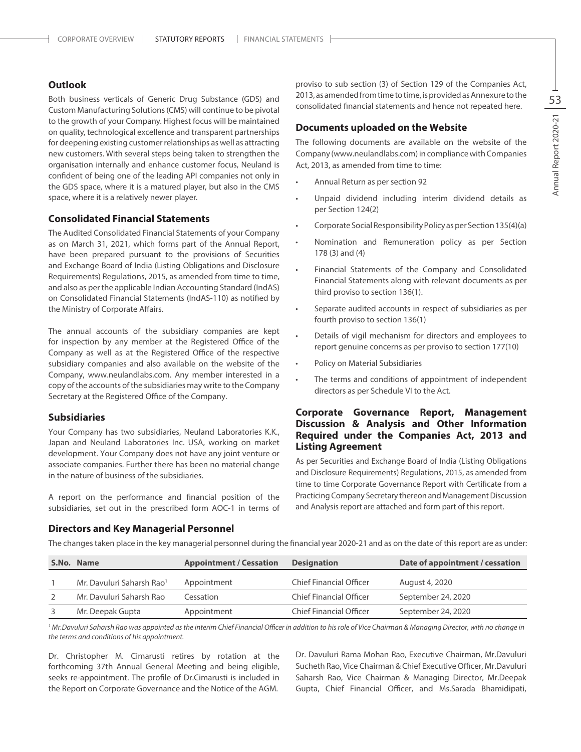## Outlook

Both business verticals of Generic Drug Substance (GDS) and Custom Manufacturing Solutions (CMS) will continue to be pivotal to the growth of your Company. Highest focus will be maintained on quality, technological excellence and transparent partnerships for deepening existing customer relationships as well as attracting new customers. With several steps being taken to strengthen the organisation internally and enhance customer focus, Neuland is confident of being one of the leading API companies not only in the GDS space, where it is a matured player, but also in the CMS space, where it is a relatively newer player.

## Consolidated Financial Statements

The Audited Consolidated Financial Statements of your Company as on March 31, 2021, which forms part of the Annual Report, have been prepared pursuant to the provisions of Securities and Exchange Board of India (Listing Obligations and Disclosure Requirements) Regulations, 2015, as amended from time to time, and also as per the applicable Indian Accounting Standard (IndAS) on Consolidated Financial Statements (IndAS-110) as notified by the Ministry of Corporate Affairs.

The annual accounts of the subsidiary companies are kept for inspection by any member at the Registered Office of the Company as well as at the Registered Office of the respective subsidiary companies and also available on the website of the Company, www.neulandlabs.com. Any member interested in a copy of the accounts of the subsidiaries may write to the Company Secretary at the Registered Office of the Company.

## Subsidiaries

Your Company has two subsidiaries, Neuland Laboratories K.K., Japan and Neuland Laboratories Inc. USA, working on market development. Your Company does not have any joint venture or associate companies. Further there has been no material change in the nature of business of the subsidiaries.

A report on the performance and financial position of the subsidiaries, set out in the prescribed form AOC-1 in terms of proviso to sub section (3) of Section 129 of the Companies Act, 2013, as amended from time to time, is provided as Annexure to the consolidated financial statements and hence not repeated here.

## Documents uploaded on the Website

The following documents are available on the website of the Company (www.neulandlabs.com) in compliance with Companies Act, 2013, as amended from time to time:

- Annual Return as per section 92
- Unpaid dividend including interim dividend details as per Section 124(2)
- Corporate Social Responsibility Policy as per Section 135(4)(a)
- Nomination and Remuneration policy as per Section 178 (3) and (4)
- Financial Statements of the Company and Consolidated Financial Statements along with relevant documents as per third proviso to section 136(1).
- Separate audited accounts in respect of subsidiaries as per fourth proviso to section 136(1)
- Details of vigil mechanism for directors and employees to report genuine concerns as per proviso to section 177(10)
- Policy on Material Subsidiaries
- The terms and conditions of appointment of independent directors as per Schedule VI to the Act.

## Corporate Governance Report, Management Discussion & Analysis and Other Information Required under the Companies Act, 2013 and Listing Agreement

As per Securities and Exchange Board of India (Listing Obligations and Disclosure Requirements) Regulations, 2015, as amended from time to time Corporate Governance Report with Certificate from a Practicing Company Secretary thereon and Management Discussion and Analysis report are attached and form part of this report.

## Directors and Key Managerial Personnel

The changes taken place in the key managerial personnel during the financial year 2020-21 and as on the date of this report are as under:

| S.No. | Name | Appointment / Cessation | Designation | Date of appointment / cessation |
|---|---|---|---|---|
| 1 | Mr. Davuluri Saharsh Rao[1] | Appointment | Chief Financial Officer | August 4, 2020 |
| 2 | Mr. Davuluri Saharsh Rao | Cessation | Chief Financial Officer | September 24, 2020 |
| 3 | Mr. Deepak Gupta | Appointment | Chief Financial Officer | September 24, 2020 |

*[1] Mr.Davuluri Saharsh Rao was appointed as the interim Chief Financial Officer in addition to his role of Vice Chairman & Managing Director, with no change in the terms and conditions of his appointment.*

Dr. Christopher M. Cimarusti retires by rotation at the forthcoming 37th Annual General Meeting and being eligible, seeks re-appointment. The profile of Dr.Cimarusti is included in the Report on Corporate Governance and the Notice of the AGM.

Dr. Davuluri Rama Mohan Rao, Executive Chairman, Mr.Davuluri Sucheth Rao, Vice Chairman & Chief Executive Officer, Mr.Davuluri Saharsh Rao, Vice Chairman & Managing Director, Mr.Deepak Gupta, Chief Financial Officer, and Ms.Sarada Bhamidipati,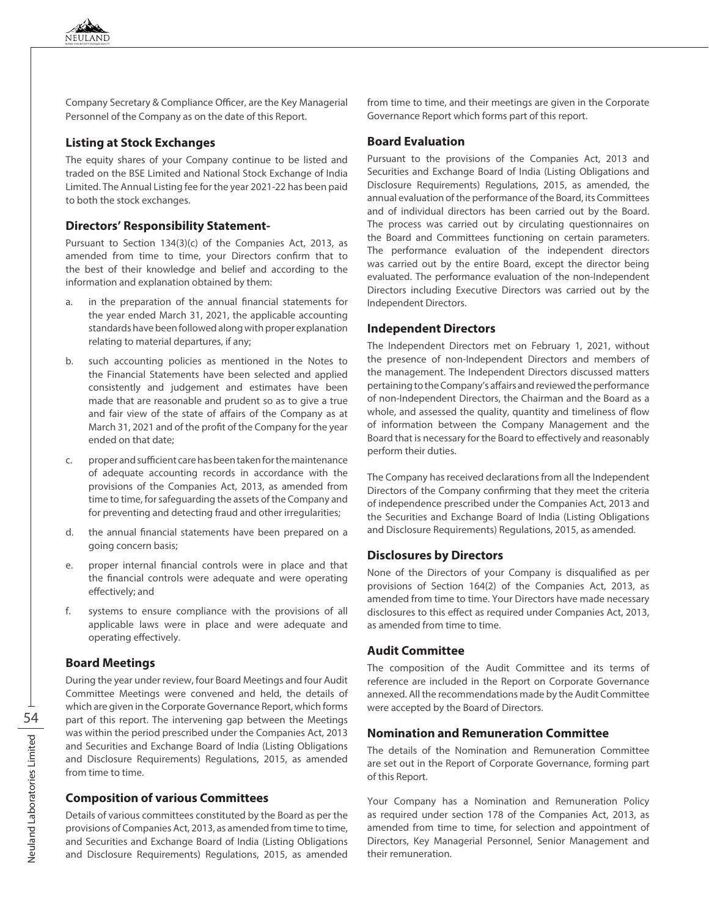Company Secretary & Compliance Officer, are the Key Managerial Personnel of the Company as on the date of this Report.

### Listing at Stock Exchanges

The equity shares of your Company continue to be listed and traded on the BSE Limited and National Stock Exchange of India Limited. The Annual Listing fee for the year 2021-22 has been paid to both the stock exchanges.

### Directors' Responsibility Statement-

Pursuant to Section 134(3)(c) of the Companies Act, 2013, as amended from time to time, your Directors confirm that to the best of their knowledge and belief and according to the information and explanation obtained by them:

a. in the preparation of the annual financial statements for the year ended March 31, 2021, the applicable accounting standards have been followed along with proper explanation relating to material departures, if any;

b. such accounting policies as mentioned in the Notes to the Financial Statements have been selected and applied consistently and judgement and estimates have been made that are reasonable and prudent so as to give a true and fair view of the state of affairs of the Company as at March 31, 2021 and of the profit of the Company for the year ended on that date;

c. proper and sufficient care has been taken for the maintenance of adequate accounting records in accordance with the provisions of the Companies Act, 2013, as amended from time to time, for safeguarding the assets of the Company and for preventing and detecting fraud and other irregularities;

d. the annual financial statements have been prepared on a going concern basis;

e. proper internal financial controls were in place and that the financial controls were adequate and were operating effectively; and

f. systems to ensure compliance with the provisions of all applicable laws were in place and were adequate and operating effectively.

### Board Meetings

During the year under review, four Board Meetings and four Audit Committee Meetings were convened and held, the details of which are given in the Corporate Governance Report, which forms part of this report. The intervening gap between the Meetings was within the period prescribed under the Companies Act, 2013 and Securities and Exchange Board of India (Listing Obligations and Disclosure Requirements) Regulations, 2015, as amended from time to time.

### Composition of various Committees

Details of various committees constituted by the Board as per the provisions of Companies Act, 2013, as amended from time to time, and Securities and Exchange Board of India (Listing Obligations and Disclosure Requirements) Regulations, 2015, as amended from time to time, and their meetings are given in the Corporate Governance Report which forms part of this report.

### Board Evaluation

Pursuant to the provisions of the Companies Act, 2013 and Securities and Exchange Board of India (Listing Obligations and Disclosure Requirements) Regulations, 2015, as amended, the annual evaluation of the performance of the Board, its Committees and of individual directors has been carried out by the Board. The process was carried out by circulating questionnaires on the Board and Committees functioning on certain parameters. The performance evaluation of the independent directors was carried out by the entire Board, except the director being evaluated. The performance evaluation of the non-Independent Directors including Executive Directors was carried out by the Independent Directors.

### Independent Directors

The Independent Directors met on February 1, 2021, without the presence of non-Independent Directors and members of the management. The Independent Directors discussed matters pertaining to the Company's affairs and reviewed the performance of non-Independent Directors, the Chairman and the Board as a whole, and assessed the quality, quantity and timeliness of flow of information between the Company Management and the Board that is necessary for the Board to effectively and reasonably perform their duties.

The Company has received declarations from all the Independent Directors of the Company confirming that they meet the criteria of independence prescribed under the Companies Act, 2013 and the Securities and Exchange Board of India (Listing Obligations and Disclosure Requirements) Regulations, 2015, as amended.

### Disclosures by Directors

None of the Directors of your Company is disqualified as per provisions of Section 164(2) of the Companies Act, 2013, as amended from time to time. Your Directors have made necessary disclosures to this effect as required under Companies Act, 2013, as amended from time to time.

### Audit Committee

The composition of the Audit Committee and its terms of reference are included in the Report on Corporate Governance annexed. All the recommendations made by the Audit Committee were accepted by the Board of Directors.

### Nomination and Remuneration Committee

The details of the Nomination and Remuneration Committee are set out in the Report of Corporate Governance, forming part of this Report.

Your Company has a Nomination and Remuneration Policy as required under section 178 of the Companies Act, 2013, as amended from time to time, for selection and appointment of Directors, Key Managerial Personnel, Senior Management and their remuneration.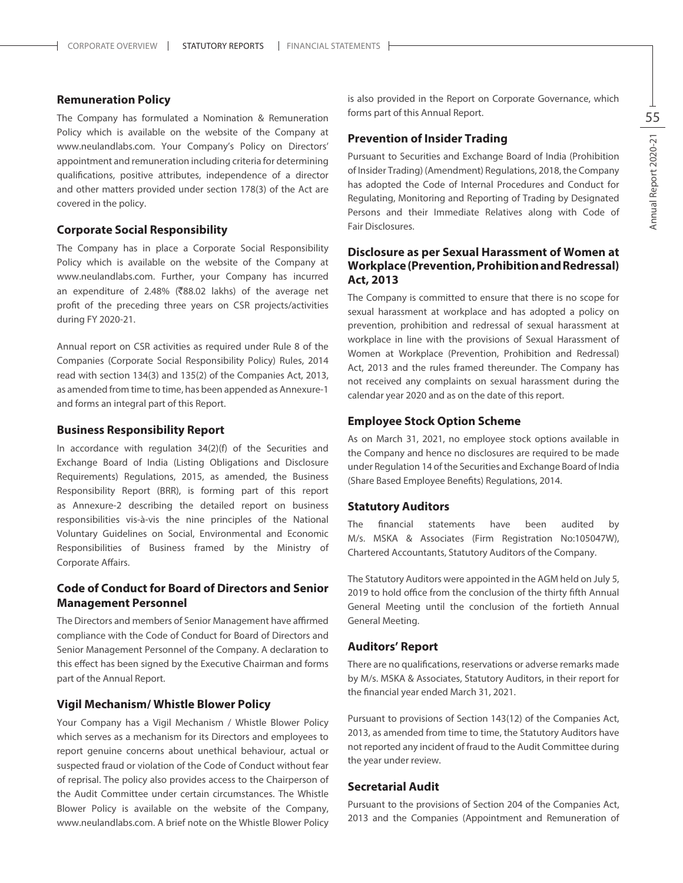### Remuneration Policy

The Company has formulated a Nomination & Remuneration Policy which is available on the website of the Company at www.neulandlabs.com. Your Company's Policy on Directors' appointment and remuneration including criteria for determining qualifications, positive attributes, independence of a director and other matters provided under section 178(3) of the Act are covered in the policy.

### Corporate Social Responsibility

The Company has in place a Corporate Social Responsibility Policy which is available on the website of the Company at www.neulandlabs.com. Further, your Company has incurred an expenditure of 2.48% (₹88.02 lakhs) of the average net profit of the preceding three years on CSR projects/activities during FY 2020-21.

Annual report on CSR activities as required under Rule 8 of the Companies (Corporate Social Responsibility Policy) Rules, 2014 read with section 134(3) and 135(2) of the Companies Act, 2013, as amended from time to time, has been appended as Annexure-1 and forms an integral part of this Report.

### Business Responsibility Report

In accordance with regulation 34(2)(f) of the Securities and Exchange Board of India (Listing Obligations and Disclosure Requirements) Regulations, 2015, as amended, the Business Responsibility Report (BRR), is forming part of this report as Annexure-2 describing the detailed report on business responsibilities vis-à-vis the nine principles of the National Voluntary Guidelines on Social, Environmental and Economic Responsibilities of Business framed by the Ministry of Corporate Affairs.

### Code of Conduct for Board of Directors and Senior Management Personnel

The Directors and members of Senior Management have affirmed compliance with the Code of Conduct for Board of Directors and Senior Management Personnel of the Company. A declaration to this effect has been signed by the Executive Chairman and forms part of the Annual Report.

### Vigil Mechanism/ Whistle Blower Policy

Your Company has a Vigil Mechanism / Whistle Blower Policy which serves as a mechanism for its Directors and employees to report genuine concerns about unethical behaviour, actual or suspected fraud or violation of the Code of Conduct without fear of reprisal. The policy also provides access to the Chairperson of the Audit Committee under certain circumstances. The Whistle Blower Policy is available on the website of the Company, www.neulandlabs.com. A brief note on the Whistle Blower Policy is also provided in the Report on Corporate Governance, which forms part of this Annual Report.

### Prevention of Insider Trading

Pursuant to Securities and Exchange Board of India (Prohibition of Insider Trading) (Amendment) Regulations, 2018, the Company has adopted the Code of Internal Procedures and Conduct for Regulating, Monitoring and Reporting of Trading by Designated Persons and their Immediate Relatives along with Code of Fair Disclosures.

### Disclosure as per Sexual Harassment of Women at Workplace (Prevention, Prohibition and Redressal) Act, 2013

The Company is committed to ensure that there is no scope for sexual harassment at workplace and has adopted a policy on prevention, prohibition and redressal of sexual harassment at workplace in line with the provisions of Sexual Harassment of Women at Workplace (Prevention, Prohibition and Redressal) Act, 2013 and the rules framed thereunder. The Company has not received any complaints on sexual harassment during the calendar year 2020 and as on the date of this report.

### Employee Stock Option Scheme

As on March 31, 2021, no employee stock options available in the Company and hence no disclosures are required to be made under Regulation 14 of the Securities and Exchange Board of India (Share Based Employee Benefits) Regulations, 2014.

### Statutory Auditors

The financial statements have been audited by M/s. MSKA & Associates (Firm Registration No:105047W), Chartered Accountants, Statutory Auditors of the Company.

The Statutory Auditors were appointed in the AGM held on July 5, 2019 to hold office from the conclusion of the thirty fifth Annual General Meeting until the conclusion of the fortieth Annual General Meeting.

### Auditors' Report

There are no qualifications, reservations or adverse remarks made by M/s. MSKA & Associates, Statutory Auditors, in their report for the financial year ended March 31, 2021.

Pursuant to provisions of Section 143(12) of the Companies Act, 2013, as amended from time to time, the Statutory Auditors have not reported any incident of fraud to the Audit Committee during the year under review.

### Secretarial Audit

Pursuant to the provisions of Section 204 of the Companies Act, 2013 and the Companies (Appointment and Remuneration of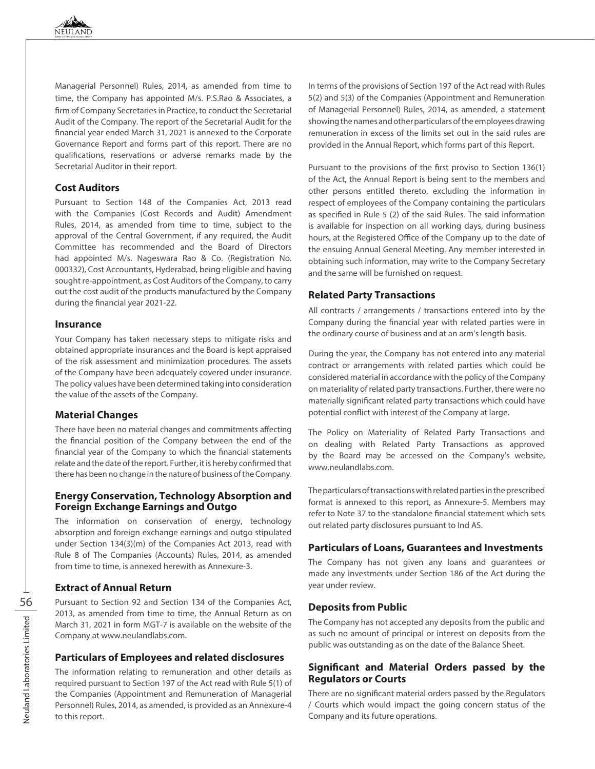Managerial Personnel) Rules, 2014, as amended from time to time, the Company has appointed M/s. P.S.Rao & Associates, a firm of Company Secretaries in Practice, to conduct the Secretarial Audit of the Company. The report of the Secretarial Audit for the financial year ended March 31, 2021 is annexed to the Corporate Governance Report and forms part of this report. There are no qualifications, reservations or adverse remarks made by the Secretarial Auditor in their report.

### Cost Auditors

Pursuant to Section 148 of the Companies Act, 2013 read with the Companies (Cost Records and Audit) Amendment Rules, 2014, as amended from time to time, subject to the approval of the Central Government, if any required, the Audit Committee has recommended and the Board of Directors had appointed M/s. Nageswara Rao & Co. (Registration No. 000332), Cost Accountants, Hyderabad, being eligible and having sought re-appointment, as Cost Auditors of the Company, to carry out the cost audit of the products manufactured by the Company during the financial year 2021-22.

### Insurance

Your Company has taken necessary steps to mitigate risks and obtained appropriate insurances and the Board is kept appraised of the risk assessment and minimization procedures. The assets of the Company have been adequately covered under insurance. The policy values have been determined taking into consideration the value of the assets of the Company.

### Material Changes

There have been no material changes and commitments affecting the financial position of the Company between the end of the financial year of the Company to which the financial statements relate and the date of the report. Further, it is hereby confirmed that there has been no change in the nature of business of the Company.

### Energy Conservation, Technology Absorption and Foreign Exchange Earnings and Outgo

The information on conservation of energy, technology absorption and foreign exchange earnings and outgo stipulated under Section 134(3)(m) of the Companies Act 2013, read with Rule 8 of The Companies (Accounts) Rules, 2014, as amended from time to time, is annexed herewith as Annexure-3.

### Extract of Annual Return

Pursuant to Section 92 and Section 134 of the Companies Act, 2013, as amended from time to time, the Annual Return as on March 31, 2021 in form MGT-7 is available on the website of the Company at www.neulandlabs.com.

### Particulars of Employees and related disclosures

The information relating to remuneration and other details as required pursuant to Section 197 of the Act read with Rule 5(1) of the Companies (Appointment and Remuneration of Managerial Personnel) Rules, 2014, as amended, is provided as an Annexure-4 to this report.

In terms of the provisions of Section 197 of the Act read with Rules 5(2) and 5(3) of the Companies (Appointment and Remuneration of Managerial Personnel) Rules, 2014, as amended, a statement showing the names and other particulars of the employees drawing remuneration in excess of the limits set out in the said rules are provided in the Annual Report, which forms part of this Report.

Pursuant to the provisions of the first proviso to Section 136(1) of the Act, the Annual Report is being sent to the members and other persons entitled thereto, excluding the information in respect of employees of the Company containing the particulars as specified in Rule 5 (2) of the said Rules. The said information is available for inspection on all working days, during business hours, at the Registered Office of the Company up to the date of the ensuing Annual General Meeting. Any member interested in obtaining such information, may write to the Company Secretary and the same will be furnished on request.

### Related Party Transactions

All contracts / arrangements / transactions entered into by the Company during the financial year with related parties were in the ordinary course of business and at an arm's length basis.

During the year, the Company has not entered into any material contract or arrangements with related parties which could be considered material in accordance with the policy of the Company on materiality of related party transactions. Further, there were no materially significant related party transactions which could have potential conflict with interest of the Company at large.

The Policy on Materiality of Related Party Transactions and on dealing with Related Party Transactions as approved by the Board may be accessed on the Company's website, www.neulandlabs.com.

The particulars of transactions with related parties in the prescribed format is annexed to this report, as Annexure-5. Members may refer to Note 37 to the standalone financial statement which sets out related party disclosures pursuant to Ind AS.

### Particulars of Loans, Guarantees and Investments

The Company has not given any loans and guarantees or made any investments under Section 186 of the Act during the year under review.

### Deposits from Public

The Company has not accepted any deposits from the public and as such no amount of principal or interest on deposits from the public was outstanding as on the date of the Balance Sheet.

### Significant and Material Orders passed by the Regulators or Courts

There are no significant material orders passed by the Regulators / Courts which would impact the going concern status of the Company and its future operations.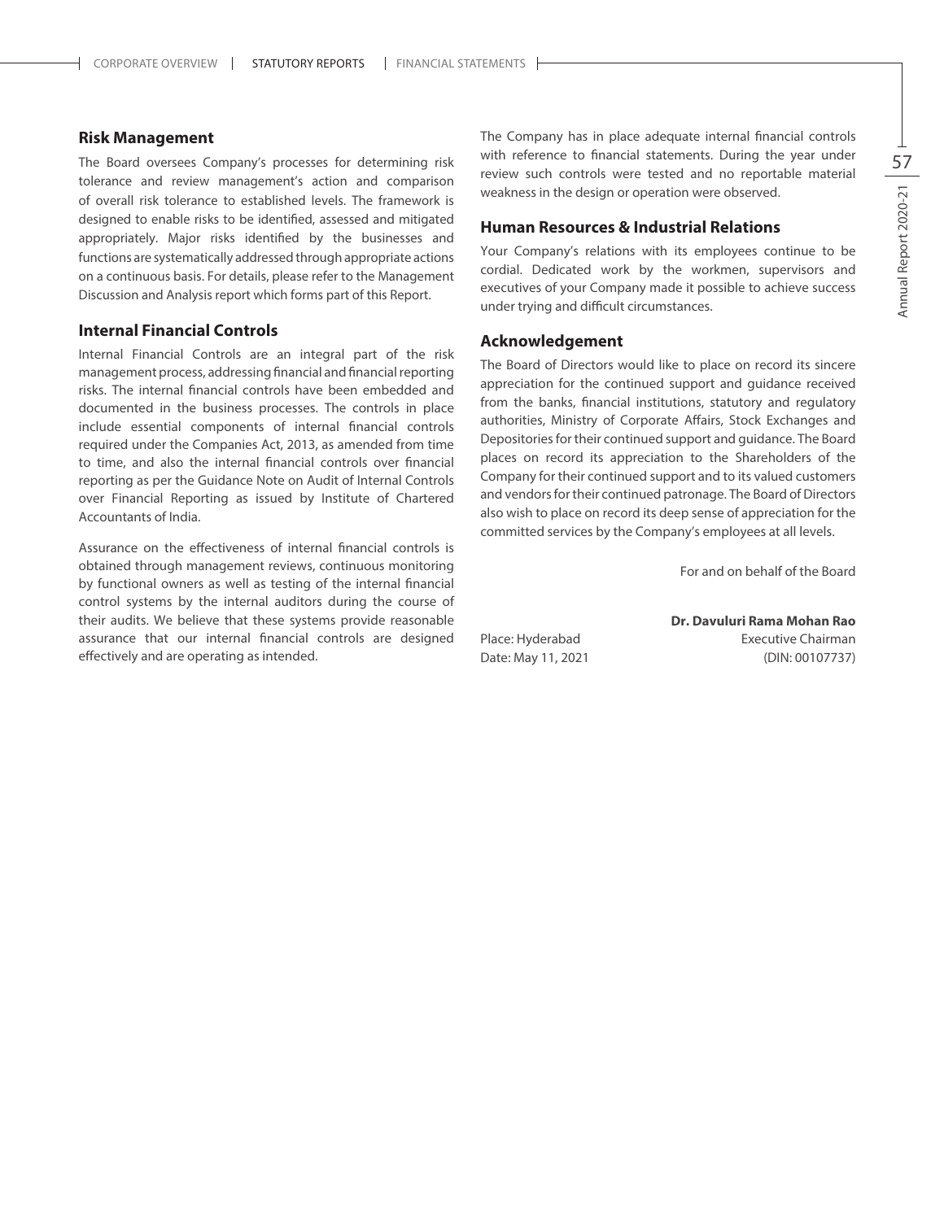## Risk Management

The Board oversees Company's processes for determining risk tolerance and review management's action and comparison of overall risk tolerance to established levels. The framework is designed to enable risks to be identified, assessed and mitigated appropriately. Major risks identified by the businesses and functions are systematically addressed through appropriate actions on a continuous basis. For details, please refer to the Management Discussion and Analysis report which forms part of this Report.

## Internal Financial Controls

Internal Financial Controls are an integral part of the risk management process, addressing financial and financial reporting risks. The internal financial controls have been embedded and documented in the business processes. The controls in place include essential components of internal financial controls required under the Companies Act, 2013, as amended from time to time, and also the internal financial controls over financial reporting as per the Guidance Note on Audit of Internal Controls over Financial Reporting as issued by Institute of Chartered Accountants of India.

Assurance on the effectiveness of internal financial controls is obtained through management reviews, continuous monitoring by functional owners as well as testing of the internal financial control systems by the internal auditors during the course of their audits. We believe that these systems provide reasonable assurance that our internal financial controls are designed effectively and are operating as intended.

The Company has in place adequate internal financial controls with reference to financial statements. During the year under review such controls were tested and no reportable material weakness in the design or operation were observed.

## Human Resources & Industrial Relations

Your Company's relations with its employees continue to be cordial. Dedicated work by the workmen, supervisors and executives of your Company made it possible to achieve success under trying and difficult circumstances.

## Acknowledgement

The Board of Directors would like to place on record its sincere appreciation for the continued support and guidance received from the banks, financial institutions, statutory and regulatory authorities, Ministry of Corporate Affairs, Stock Exchanges and Depositories for their continued support and guidance. The Board places on record its appreciation to the Shareholders of the Company for their continued support and to its valued customers and vendors for their continued patronage. The Board of Directors also wish to place on record its deep sense of appreciation for the committed services by the Company's employees at all levels.

For and on behalf of the Board

**Dr. Davuluri Rama Mohan Rao**
Executive Chairman
(DIN: 00107737)

Place: Hyderabad
Date: May 11, 2021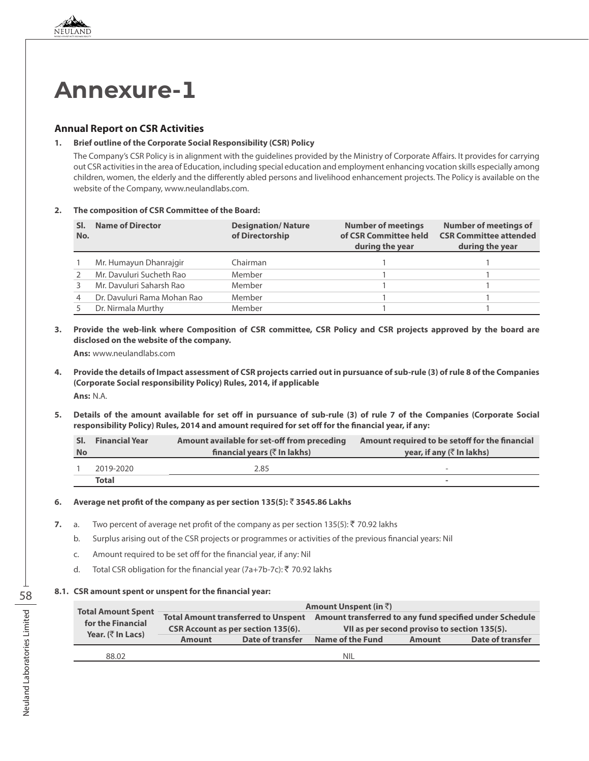# Annexure-1

## Annual Report on CSR Activities

**1. Brief outline of the Corporate Social Responsibility (CSR) Policy**

The Company's CSR Policy is in alignment with the guidelines provided by the Ministry of Corporate Affairs. It provides for carrying out CSR activities in the area of Education, including special education and employment enhancing vocation skills especially among children, women, the elderly and the differently abled persons and livelihood enhancement projects. The Policy is available on the website of the Company, www.neulandlabs.com.

**2. The composition of CSR Committee of the Board:**

| Sl. No. | Name of Director | Designation/ Nature of Directorship | Number of meetings of CSR Committee held during the year | Number of meetings of CSR Committee attended during the year |
|---|---|---|---|---|
| 1 | Mr. Humayun Dhanrajgir | Chairman | 1 | 1 |
| 2 | Mr. Davuluri Sucheth Rao | Member | 1 | 1 |
| 3 | Mr. Davuluri Saharsh Rao | Member | 1 | 1 |
| 4 | Dr. Davuluri Rama Mohan Rao | Member | 1 | 1 |
| 5 | Dr. Nirmala Murthy | Member | 1 | 1 |

**3. Provide the web-link where Composition of CSR committee, CSR Policy and CSR projects approved by the board are disclosed on the website of the company.**

**Ans:** www.neulandlabs.com

**4. Provide the details of Impact assessment of CSR projects carried out in pursuance of sub-rule (3) of rule 8 of the Companies (Corporate Social responsibility Policy) Rules, 2014, if applicable**

**Ans:** N.A.

**5. Details of the amount available for set off in pursuance of sub-rule (3) of rule 7 of the Companies (Corporate Social responsibility Policy) Rules, 2014 and amount required for set off for the financial year, if any:**

| Sl. No | Financial Year | Amount available for set-off from preceding financial years (₹ In lakhs) | Amount required to be setoff for the financial year, if any (₹ In lakhs) |
|---|---|---|---|
| 1 | 2019-2020 | 2.85 | - |
| | **Total** | | - |

**6. Average net profit of the company as per section 135(5): ₹ 3545.86 Lakhs**

**7.** a. Two percent of average net profit of the company as per section 135(5): ₹ 70.92 lakhs

b. Surplus arising out of the CSR projects or programmes or activities of the previous financial years: Nil

c. Amount required to be set off for the financial year, if any: Nil

d. Total CSR obligation for the financial year (7a+7b-7c): ₹ 70.92 lakhs

**8.1. CSR amount spent or unspent for the financial year:**

| Total Amount Spent for the Financial Year. (₹ In Lacs) | Amount Unspent (in ₹) | | | | |
|---|---|---|---|---|---|
| | Total Amount transferred to Unspent CSR Account as per section 135(6). | | Amount transferred to any fund specified under Schedule VII as per second proviso to section 135(5). | | |
| | Amount | Date of transfer | Name of the Fund | Amount | Date of transfer |
| 88.02 | NIL | | | | |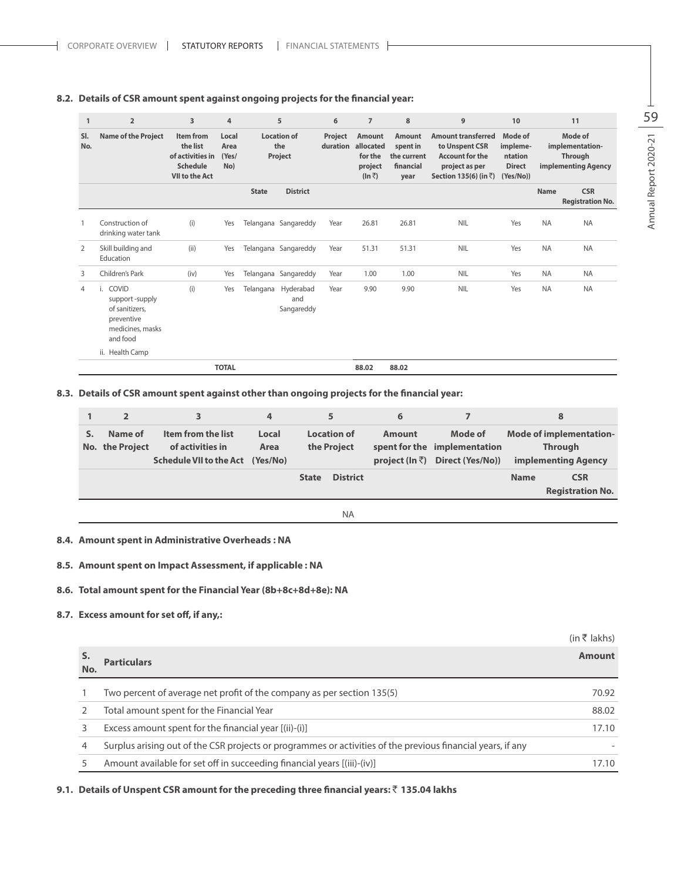### 8.2. Details of CSR amount spent against ongoing projects for the financial year:

| 1 | 2 | 3 | 4 | 5 | | 6 | 7 | 8 | 9 | 10 | 11 | |
|---|---|---|---|---|---|---|---|---|---|---|---|---|
| Sl. No. | Name of the Project | Item from the list of activities in Schedule VII to the Act | Local Area (Yes/ No) | Location of the Project | | Project duration | Amount allocated for the project (In ₹) | Amount spent in the current financial year | Amount transferred to Unspent CSR Account for the project as per Section 135(6) (in ₹) | Mode of implementation Direct (Yes/No)) | Mode of implementation- Through implementing Agency | |
| | | | | State | District | | | | | | Name | CSR Registration No. |
| 1 | Construction of drinking water tank | (i) | Yes | Telangana | Sangareddy | Year | 26.81 | 26.81 | NIL | Yes | NA | NA |
| 2 | Skill building and Education | (ii) | Yes | Telangana | Sangareddy | Year | 51.31 | 51.31 | NIL | Yes | NA | NA |
| 3 | Children's Park | (iv) | Yes | Telangana | Sangareddy | Year | 1.00 | 1.00 | NIL | Yes | NA | NA |
| 4 | i. COVID support -supply of sanitizers, preventive medicines, masks and food<br>ii. Health Camp | (i) | Yes | Telangana | Hyderabad and Sangareddy | Year | 9.90 | 9.90 | NIL | Yes | NA | NA |
| | | | **TOTAL** | | | | **88.02** | **88.02** | | | | |

### 8.3. Details of CSR amount spent against other than ongoing projects for the financial year:

| 1 | 2 | 3 | 4 | 5 | | 6 | 7 | 8 | |
|---|---|---|---|---|---|---|---|---|---|
| S. No. | Name of the Project | Item from the list of activities in Schedule VII to the Act | Local Area (Yes/No) | Location of the Project | | Amount spent for the project (In ₹) | Mode of implementation Direct (Yes/No)) | Mode of implementation- Through implementing Agency | |
| | | | | State | District | | | Name | CSR Registration No. |
| NA | | | | | | | | | |

### 8.4. Amount spent in Administrative Overheads : NA

### 8.5. Amount spent on Impact Assessment, if applicable : NA

### 8.6. Total amount spent for the Financial Year (8b+8c+8d+8e): NA

### 8.7. Excess amount for set off, if any,:

(in ₹ lakhs)

| S. No. | Particulars | Amount |
|---|---|---|
| 1 | Two percent of average net profit of the company as per section 135(5) | 70.92 |
| 2 | Total amount spent for the Financial Year | 88.02 |
| 3 | Excess amount spent for the financial year [(ii)-(i)] | 17.10 |
| 4 | Surplus arising out of the CSR projects or programmes or activities of the previous financial years, if any | - |
| 5 | Amount available for set off in succeeding financial years [(iii)-(iv)] | 17.10 |

### 9.1. Details of Unspent CSR amount for the preceding three financial years: ₹ 135.04 lakhs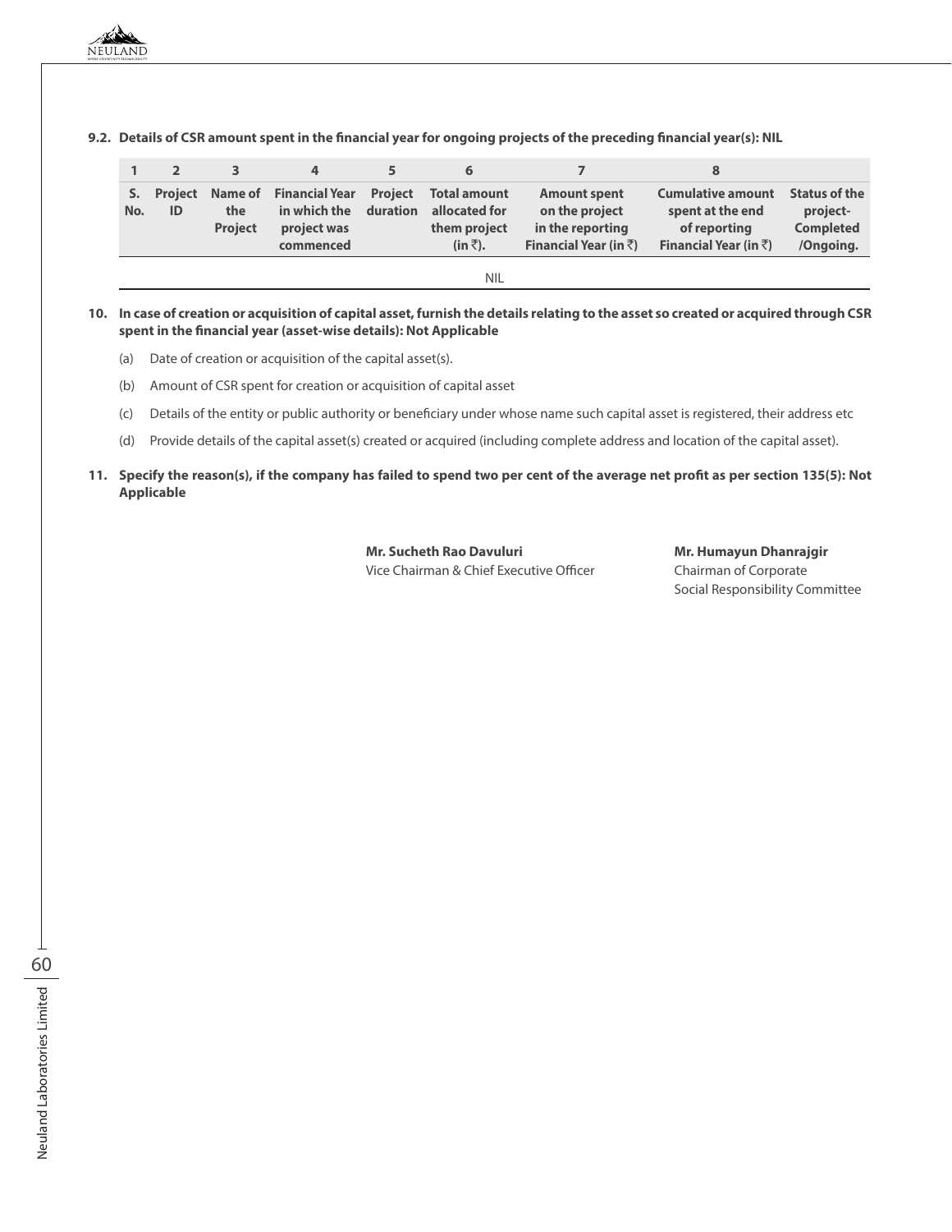**9.2. Details of CSR amount spent in the financial year for ongoing projects of the preceding financial year(s): NIL**

| 1 | 2 | 3 | 4 | 5 | 6 | 7 | 8 | |
|---|---|---|---|---|---|---|---|---|
| S. No. | Project ID | Name of the Project | Financial Year in which the project was commenced | Project duration | Total amount allocated for them project (in ₹). | Amount spent on the project in the reporting Financial Year (in ₹) | Cumulative amount spent at the end of reporting Financial Year (in ₹) | Status of the project- Completed /Ongoing. |
| NIL | | | | | | | | |

**10. In case of creation or acquisition of capital asset, furnish the details relating to the asset so created or acquired through CSR spent in the financial year (asset-wise details): Not Applicable**

(a) Date of creation or acquisition of the capital asset(s).

(b) Amount of CSR spent for creation or acquisition of capital asset

(c) Details of the entity or public authority or beneficiary under whose name such capital asset is registered, their address etc

(d) Provide details of the capital asset(s) created or acquired (including complete address and location of the capital asset).

**11. Specify the reason(s), if the company has failed to spend two per cent of the average net profit as per section 135(5): Not Applicable**

**Mr. Sucheth Rao Davuluri**
Vice Chairman & Chief Executive Officer

**Mr. Humayun Dhanrajgir**
Chairman of Corporate
Social Responsibility Committee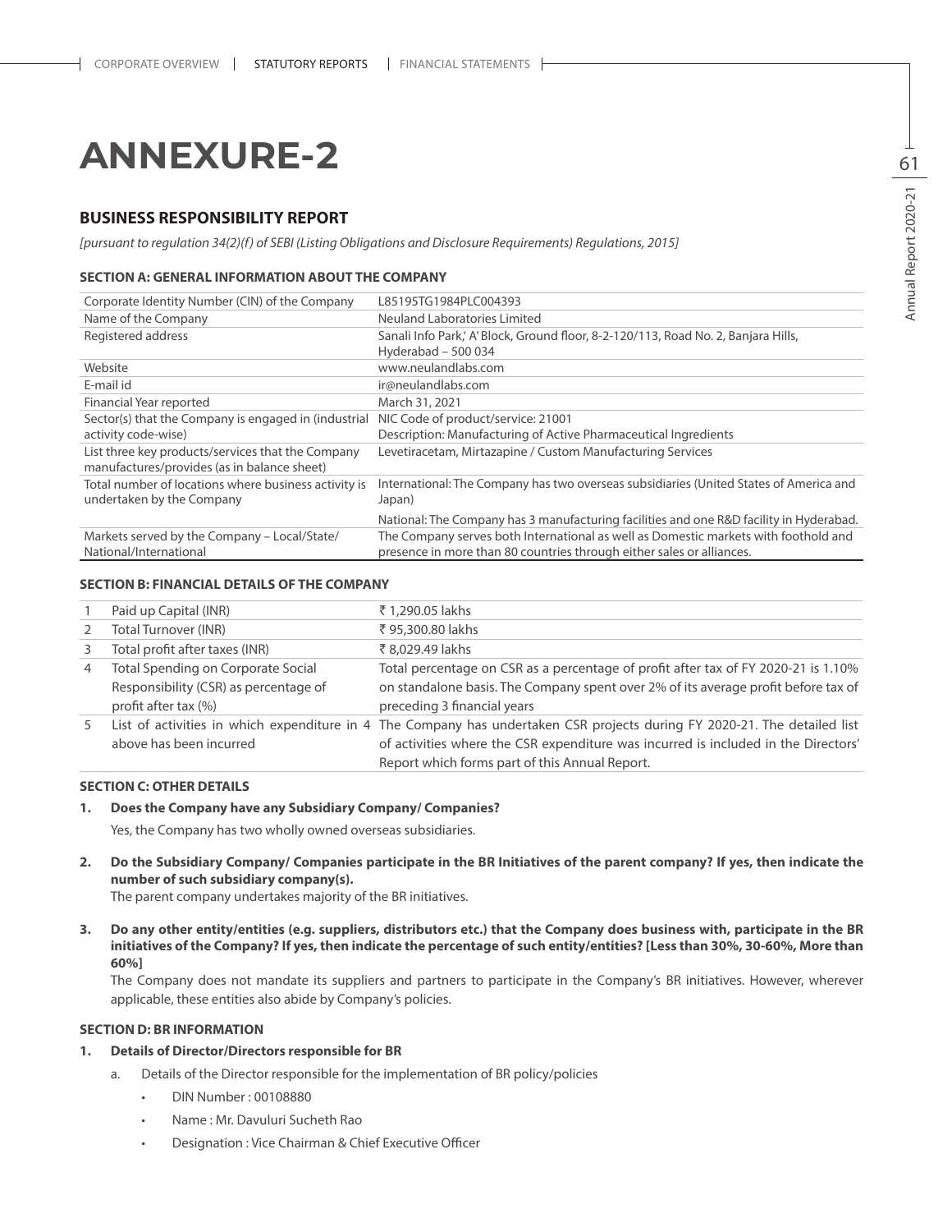# ANNEXURE-2

## BUSINESS RESPONSIBILITY REPORT

*[pursuant to regulation 34(2)(f) of SEBI (Listing Obligations and Disclosure Requirements) Regulations, 2015]*

### SECTION A: GENERAL INFORMATION ABOUT THE COMPANY

| | |
|---|---|
| Corporate Identity Number (CIN) of the Company | L85195TG1984PLC004393 |
| Name of the Company | Neuland Laboratories Limited |
| Registered address | Sanali Info Park,' A' Block, Ground floor, 8-2-120/113, Road No. 2, Banjara Hills, Hyderabad – 500 034 |
| Website | www.neulandlabs.com |
| E-mail id | ir@neulandlabs.com |
| Financial Year reported | March 31, 2021 |
| Sector(s) that the Company is engaged in (industrial activity code-wise) | NIC Code of product/service: 21001<br>Description: Manufacturing of Active Pharmaceutical Ingredients |
| List three key products/services that the Company manufactures/provides (as in balance sheet) | Levetiracetam, Mirtazapine / Custom Manufacturing Services |
| Total number of locations where business activity is undertaken by the Company | International: The Company has two overseas subsidiaries (United States of America and Japan)<br>National: The Company has 3 manufacturing facilities and one R&D facility in Hyderabad. |
| Markets served by the Company – Local/State/ National/International | The Company serves both International as well as Domestic markets with foothold and presence in more than 80 countries through either sales or alliances. |

### SECTION B: FINANCIAL DETAILS OF THE COMPANY

| | | |
|---|---|---|
| 1 | Paid up Capital (INR) | ₹ 1,290.05 lakhs |
| 2 | Total Turnover (INR) | ₹ 95,300.80 lakhs |
| 3 | Total profit after taxes (INR) | ₹ 8,029.49 lakhs |
| 4 | Total Spending on Corporate Social Responsibility (CSR) as percentage of profit after tax (%) | Total percentage on CSR as a percentage of profit after tax of FY 2020-21 is 1.10% on standalone basis. The Company spent over 2% of its average profit before tax of preceding 3 financial years |
| 5 | List of activities in which expenditure in 4 above has been incurred | The Company has undertaken CSR projects during FY 2020-21. The detailed list of activities where the CSR expenditure was incurred is included in the Directors' Report which forms part of this Annual Report. |

### SECTION C: OTHER DETAILS

1. **Does the Company have any Subsidiary Company/ Companies?**

   Yes, the Company has two wholly owned overseas subsidiaries.

2. **Do the Subsidiary Company/ Companies participate in the BR Initiatives of the parent company? If yes, then indicate the number of such subsidiary company(s).**

   The parent company undertakes majority of the BR initiatives.

3. **Do any other entity/entities (e.g. suppliers, distributors etc.) that the Company does business with, participate in the BR initiatives of the Company? If yes, then indicate the percentage of such entity/entities? [Less than 30%, 30-60%, More than 60%]**

   The Company does not mandate its suppliers and partners to participate in the Company's BR initiatives. However, wherever applicable, these entities also abide by Company's policies.

### SECTION D: BR INFORMATION

1. **Details of Director/Directors responsible for BR**

   a. Details of the Director responsible for the implementation of BR policy/policies

   - DIN Number : 00108880
   - Name : Mr. Davuluri Sucheth Rao
   - Designation : Vice Chairman & Chief Executive Officer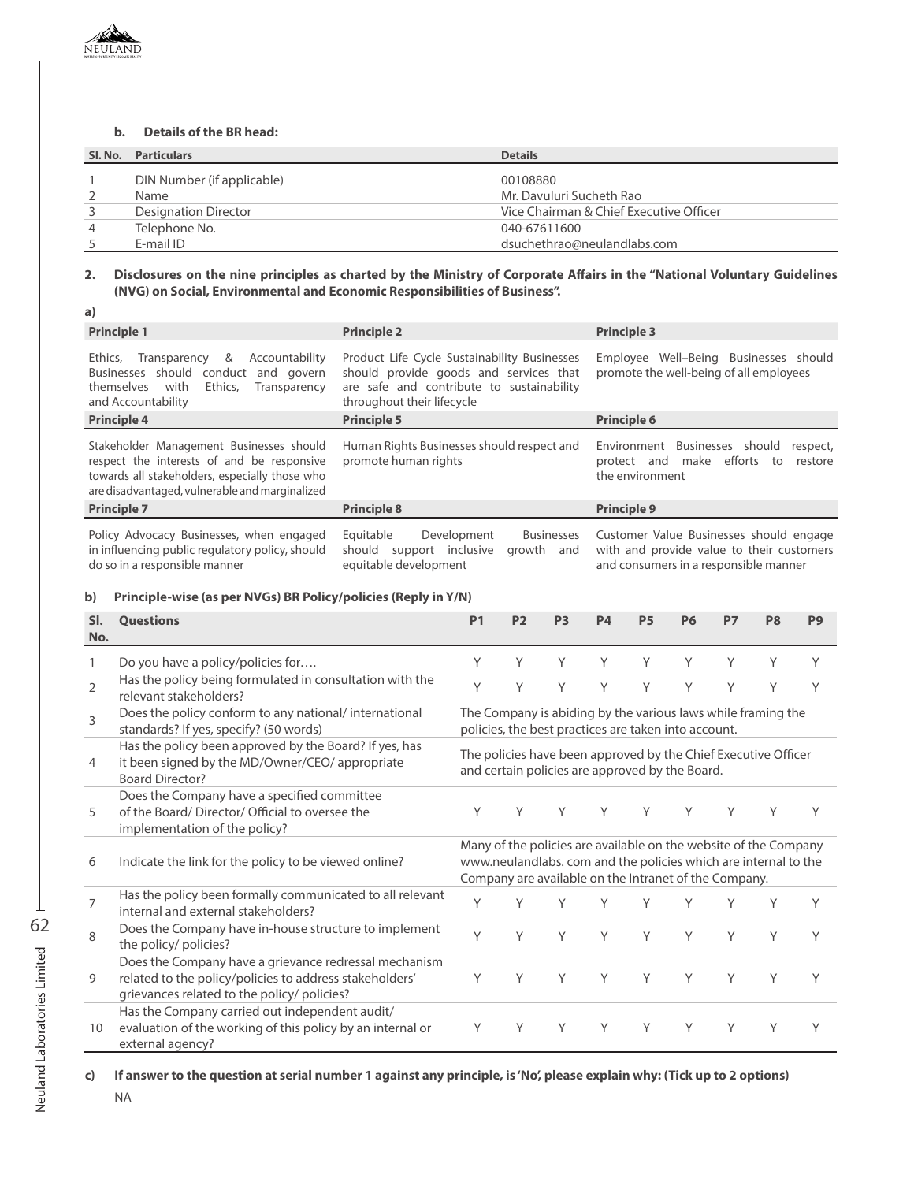### b. Details of the BR head:

| Sl. No. | Particulars | Details |
|---|---|---|
| 1 | DIN Number (if applicable) | 00108880 |
| 2 | Name | Mr. Davuluri Sucheth Rao |
| 3 | Designation Director | Vice Chairman & Chief Executive Officer |
| 4 | Telephone No. | 040-67611600 |
| 5 | E-mail ID | dsuchethrao@neulandlabs.com |

**2. Disclosures on the nine principles as charted by the Ministry of Corporate Affairs in the "National Voluntary Guidelines (NVG) on Social, Environmental and Economic Responsibilities of Business".**

**a)**

| Principle 1 | Principle 2 | Principle 3 |
|---|---|---|
| Ethics, Transparency & Accountability Businesses should conduct and govern themselves with Ethics, Transparency and Accountability | Product Life Cycle Sustainability Businesses should provide goods and services that are safe and contribute to sustainability throughout their lifecycle | Employee Well–Being Businesses should promote the well-being of all employees |
| **Principle 4** | **Principle 5** | **Principle 6** |
| Stakeholder Management Businesses should respect the interests of and be responsive towards all stakeholders, especially those who are disadvantaged, vulnerable and marginalized | Human Rights Businesses should respect and promote human rights | Environment Businesses should respect, protect and make efforts to restore the environment |
| **Principle 7** | **Principle 8** | **Principle 9** |
| Policy Advocacy Businesses, when engaged in influencing public regulatory policy, should do so in a responsible manner | Equitable Development Businesses should support inclusive growth and equitable development | Customer Value Businesses should engage with and provide value to their customers and consumers in a responsible manner |

**b) Principle-wise (as per NVGs) BR Policy/policies (Reply in Y/N)**

| Sl. No. | Questions | P1 | P2 | P3 | P4 | P5 | P6 | P7 | P8 | P9 |
|---|---|---|---|---|---|---|---|---|---|---|
| 1 | Do you have a policy/policies for…. | Y | Y | Y | Y | Y | Y | Y | Y | Y |
| 2 | Has the policy being formulated in consultation with the relevant stakeholders? | Y | Y | Y | Y | Y | Y | Y | Y | Y |
| 3 | Does the policy conform to any national/ international standards? If yes, specify? (50 words) | The Company is abiding by the various laws while framing the policies, the best practices are taken into account. | | | | | | | | |
| 4 | Has the policy been approved by the Board? If yes, has it been signed by the MD/Owner/CEO/ appropriate Board Director? | The policies have been approved by the Chief Executive Officer and certain policies are approved by the Board. | | | | | | | | |
| 5 | Does the Company have a specified committee of the Board/ Director/ Official to oversee the implementation of the policy? | Y | Y | Y | Y | Y | Y | Y | Y | Y |
| 6 | Indicate the link for the policy to be viewed online? | Many of the policies are available on the website of the Company www.neulandlabs. com and the policies which are internal to the Company are available on the Intranet of the Company. | | | | | | | | |
| 7 | Has the policy been formally communicated to all relevant internal and external stakeholders? | Y | Y | Y | Y | Y | Y | Y | Y | Y |
| 8 | Does the Company have in-house structure to implement the policy/ policies? | Y | Y | Y | Y | Y | Y | Y | Y | Y |
| 9 | Does the Company have a grievance redressal mechanism related to the policy/policies to address stakeholders' grievances related to the policy/ policies? | Y | Y | Y | Y | Y | Y | Y | Y | Y |
| 10 | Has the Company carried out independent audit/ evaluation of the working of this policy by an internal or external agency? | Y | Y | Y | Y | Y | Y | Y | Y | Y |

**c) If answer to the question at serial number 1 against any principle, is 'No', please explain why: (Tick up to 2 options)**

NA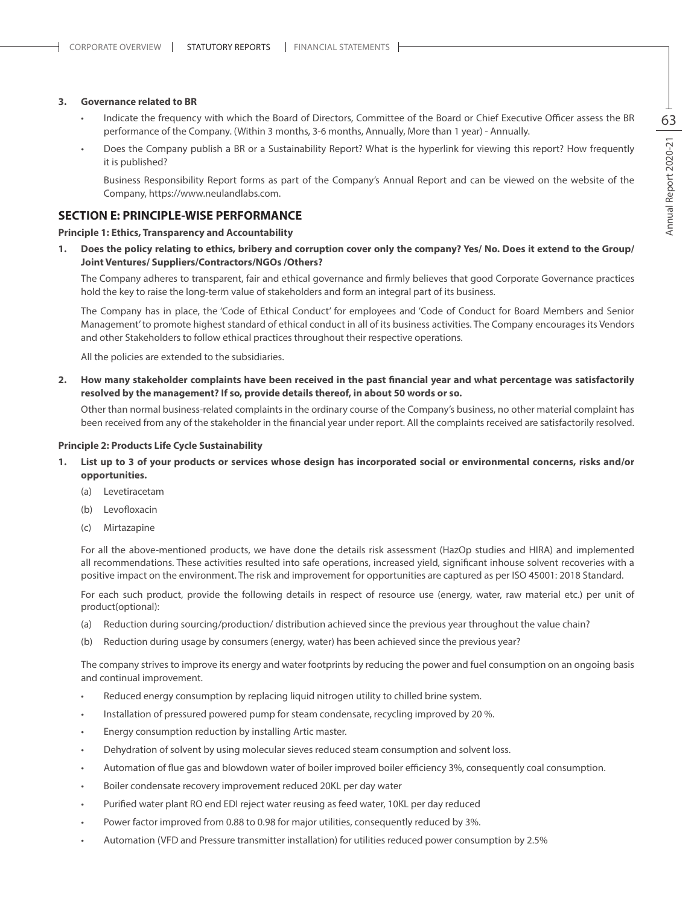**3. Governance related to BR**

- Indicate the frequency with which the Board of Directors, Committee of the Board or Chief Executive Officer assess the BR performance of the Company. (Within 3 months, 3-6 months, Annually, More than 1 year) - Annually.
- Does the Company publish a BR or a Sustainability Report? What is the hyperlink for viewing this report? How frequently it is published?

  Business Responsibility Report forms as part of the Company's Annual Report and can be viewed on the website of the Company, https://www.neulandlabs.com.

## SECTION E: PRINCIPLE-WISE PERFORMANCE

**Principle 1: Ethics, Transparency and Accountability**

**1. Does the policy relating to ethics, bribery and corruption cover only the company? Yes/ No. Does it extend to the Group/ Joint Ventures/ Suppliers/Contractors/NGOs /Others?**

The Company adheres to transparent, fair and ethical governance and firmly believes that good Corporate Governance practices hold the key to raise the long-term value of stakeholders and form an integral part of its business.

The Company has in place, the 'Code of Ethical Conduct' for employees and 'Code of Conduct for Board Members and Senior Management' to promote highest standard of ethical conduct in all of its business activities. The Company encourages its Vendors and other Stakeholders to follow ethical practices throughout their respective operations.

All the policies are extended to the subsidiaries.

**2. How many stakeholder complaints have been received in the past financial year and what percentage was satisfactorily resolved by the management? If so, provide details thereof, in about 50 words or so.**

Other than normal business-related complaints in the ordinary course of the Company's business, no other material complaint has been received from any of the stakeholder in the financial year under report. All the complaints received are satisfactorily resolved.

**Principle 2: Products Life Cycle Sustainability**

**1. List up to 3 of your products or services whose design has incorporated social or environmental concerns, risks and/or opportunities.**

(a) Levetiracetam

(b) Levofloxacin

(c) Mirtazapine

For all the above-mentioned products, we have done the details risk assessment (HazOp studies and HIRA) and implemented all recommendations. These activities resulted into safe operations, increased yield, significant inhouse solvent recoveries with a positive impact on the environment. The risk and improvement for opportunities are captured as per ISO 45001: 2018 Standard.

For each such product, provide the following details in respect of resource use (energy, water, raw material etc.) per unit of product(optional):

(a) Reduction during sourcing/production/ distribution achieved since the previous year throughout the value chain?

(b) Reduction during usage by consumers (energy, water) has been achieved since the previous year?

The company strives to improve its energy and water footprints by reducing the power and fuel consumption on an ongoing basis and continual improvement.

- Reduced energy consumption by replacing liquid nitrogen utility to chilled brine system.
- Installation of pressured powered pump for steam condensate, recycling improved by 20 %.
- Energy consumption reduction by installing Artic master.
- Dehydration of solvent by using molecular sieves reduced steam consumption and solvent loss.
- Automation of flue gas and blowdown water of boiler improved boiler efficiency 3%, consequently coal consumption.
- Boiler condensate recovery improvement reduced 20KL per day water
- Purified water plant RO end EDI reject water reusing as feed water, 10KL per day reduced
- Power factor improved from 0.88 to 0.98 for major utilities, consequently reduced by 3%.
- Automation (VFD and Pressure transmitter installation) for utilities reduced power consumption by 2.5%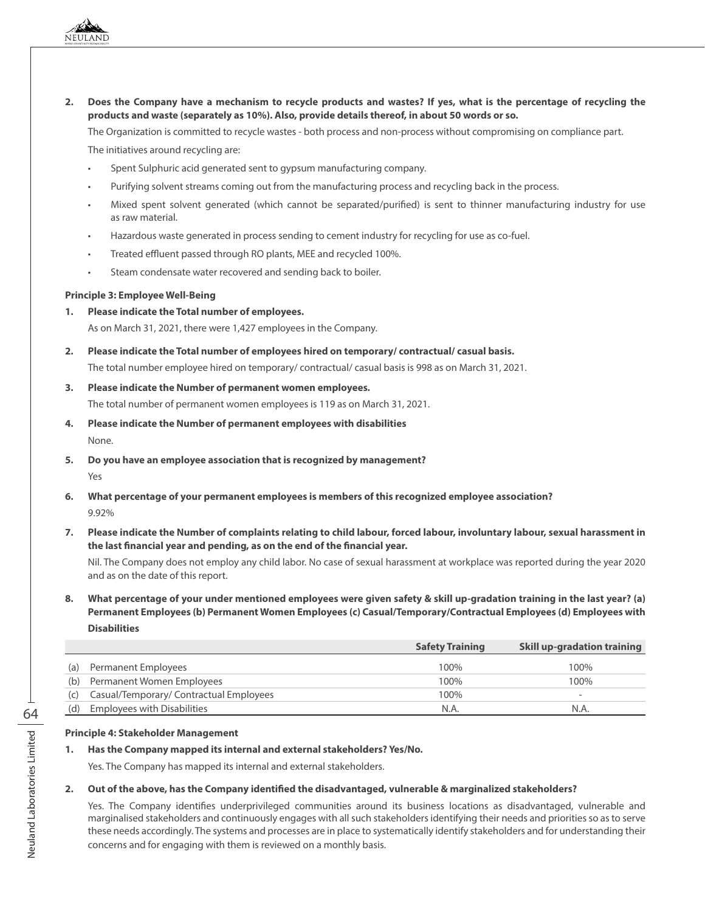2. **Does the Company have a mechanism to recycle products and wastes? If yes, what is the percentage of recycling the products and waste (separately as 10%). Also, provide details thereof, in about 50 words or so.**

   The Organization is committed to recycle wastes - both process and non-process without compromising on compliance part.

   The initiatives around recycling are:

   - Spent Sulphuric acid generated sent to gypsum manufacturing company.
   - Purifying solvent streams coming out from the manufacturing process and recycling back in the process.
   - Mixed spent solvent generated (which cannot be separated/purified) is sent to thinner manufacturing industry for use as raw material.
   - Hazardous waste generated in process sending to cement industry for recycling for use as co-fuel.
   - Treated effluent passed through RO plants, MEE and recycled 100%.
   - Steam condensate water recovered and sending back to boiler.

**Principle 3: Employee Well-Being**

1. **Please indicate the Total number of employees.**

   As on March 31, 2021, there were 1,427 employees in the Company.

2. **Please indicate the Total number of employees hired on temporary/ contractual/ casual basis.**

   The total number employee hired on temporary/ contractual/ casual basis is 998 as on March 31, 2021.

3. **Please indicate the Number of permanent women employees.**

   The total number of permanent women employees is 119 as on March 31, 2021.

4. **Please indicate the Number of permanent employees with disabilities**

   None.

5. **Do you have an employee association that is recognized by management?**

   Yes

6. **What percentage of your permanent employees is members of this recognized employee association?**

   9.92%

7. **Please indicate the Number of complaints relating to child labour, forced labour, involuntary labour, sexual harassment in the last financial year and pending, as on the end of the financial year.**

   Nil. The Company does not employ any child labor. No case of sexual harassment at workplace was reported during the year 2020 and as on the date of this report.

8. **What percentage of your under mentioned employees were given safety & skill up-gradation training in the last year? (a) Permanent Employees (b) Permanent Women Employees (c) Casual/Temporary/Contractual Employees (d) Employees with Disabilities**

| | | Safety Training | Skill up-gradation training |
|---|---|---|---|
| (a) | Permanent Employees | 100% | 100% |
| (b) | Permanent Women Employees | 100% | 100% |
| (c) | Casual/Temporary/ Contractual Employees | 100% | - |
| (d) | Employees with Disabilities | N.A. | N.A. |

**Principle 4: Stakeholder Management**

1. **Has the Company mapped its internal and external stakeholders? Yes/No.**

   Yes. The Company has mapped its internal and external stakeholders.

2. **Out of the above, has the Company identified the disadvantaged, vulnerable & marginalized stakeholders?**

   Yes. The Company identifies underprivileged communities around its business locations as disadvantaged, vulnerable and marginalised stakeholders and continuously engages with all such stakeholders identifying their needs and priorities so as to serve these needs accordingly. The systems and processes are in place to systematically identify stakeholders and for understanding their concerns and for engaging with them is reviewed on a monthly basis.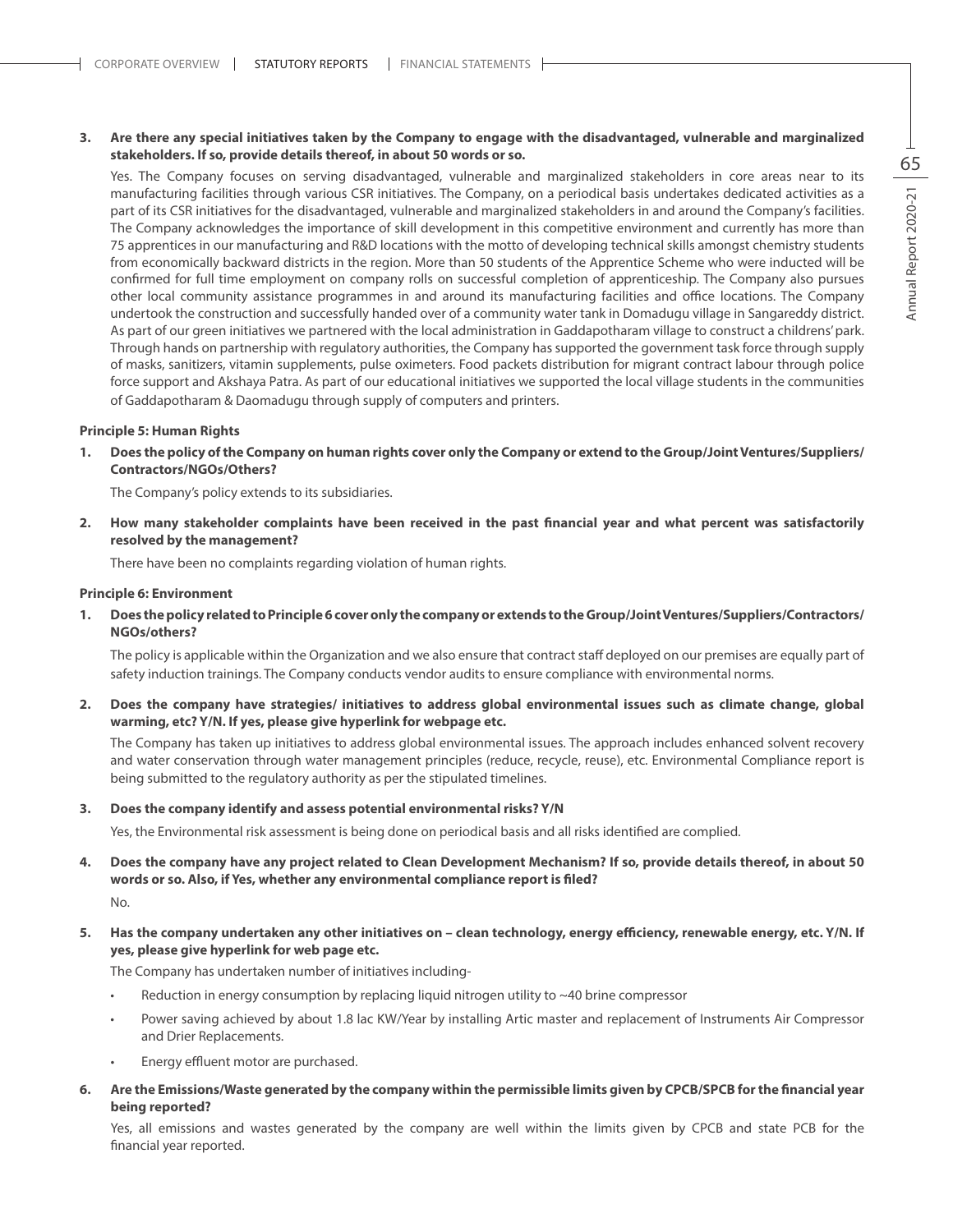**3. Are there any special initiatives taken by the Company to engage with the disadvantaged, vulnerable and marginalized stakeholders. If so, provide details thereof, in about 50 words or so.**

Yes. The Company focuses on serving disadvantaged, vulnerable and marginalized stakeholders in core areas near to its manufacturing facilities through various CSR initiatives. The Company, on a periodical basis undertakes dedicated activities as a part of its CSR initiatives for the disadvantaged, vulnerable and marginalized stakeholders in and around the Company's facilities. The Company acknowledges the importance of skill development in this competitive environment and currently has more than 75 apprentices in our manufacturing and R&D locations with the motto of developing technical skills amongst chemistry students from economically backward districts in the region. More than 50 students of the Apprentice Scheme who were inducted will be confirmed for full time employment on company rolls on successful completion of apprenticeship. The Company also pursues other local community assistance programmes in and around its manufacturing facilities and office locations. The Company undertook the construction and successfully handed over of a community water tank in Domadugu village in Sangareddy district. As part of our green initiatives we partnered with the local administration in Gaddapotharam village to construct a childrens' park. Through hands on partnership with regulatory authorities, the Company has supported the government task force through supply of masks, sanitizers, vitamin supplements, pulse oximeters. Food packets distribution for migrant contract labour through police force support and Akshaya Patra. As part of our educational initiatives we supported the local village students in the communities of Gaddapotharam & Daomadugu through supply of computers and printers.

**Principle 5: Human Rights**

**1. Does the policy of the Company on human rights cover only the Company or extend to the Group/Joint Ventures/Suppliers/Contractors/NGOs/Others?**

The Company's policy extends to its subsidiaries.

**2. How many stakeholder complaints have been received in the past financial year and what percent was satisfactorily resolved by the management?**

There have been no complaints regarding violation of human rights.

**Principle 6: Environment**

**1. Does the policy related to Principle 6 cover only the company or extends to the Group/Joint Ventures/Suppliers/Contractors/NGOs/others?**

The policy is applicable within the Organization and we also ensure that contract staff deployed on our premises are equally part of safety induction trainings. The Company conducts vendor audits to ensure compliance with environmental norms.

**2. Does the company have strategies/ initiatives to address global environmental issues such as climate change, global warming, etc? Y/N. If yes, please give hyperlink for webpage etc.**

The Company has taken up initiatives to address global environmental issues. The approach includes enhanced solvent recovery and water conservation through water management principles (reduce, recycle, reuse), etc. Environmental Compliance report is being submitted to the regulatory authority as per the stipulated timelines.

**3. Does the company identify and assess potential environmental risks? Y/N**

Yes, the Environmental risk assessment is being done on periodical basis and all risks identified are complied.

**4. Does the company have any project related to Clean Development Mechanism? If so, provide details thereof, in about 50 words or so. Also, if Yes, whether any environmental compliance report is filed?**

No.

**5. Has the company undertaken any other initiatives on – clean technology, energy efficiency, renewable energy, etc. Y/N. If yes, please give hyperlink for web page etc.**

The Company has undertaken number of initiatives including-

- Reduction in energy consumption by replacing liquid nitrogen utility to ~40 brine compressor
- Power saving achieved by about 1.8 lac KW/Year by installing Artic master and replacement of Instruments Air Compressor and Drier Replacements.
- Energy effluent motor are purchased.

**6. Are the Emissions/Waste generated by the company within the permissible limits given by CPCB/SPCB for the financial year being reported?**

Yes, all emissions and wastes generated by the company are well within the limits given by CPCB and state PCB for the financial year reported.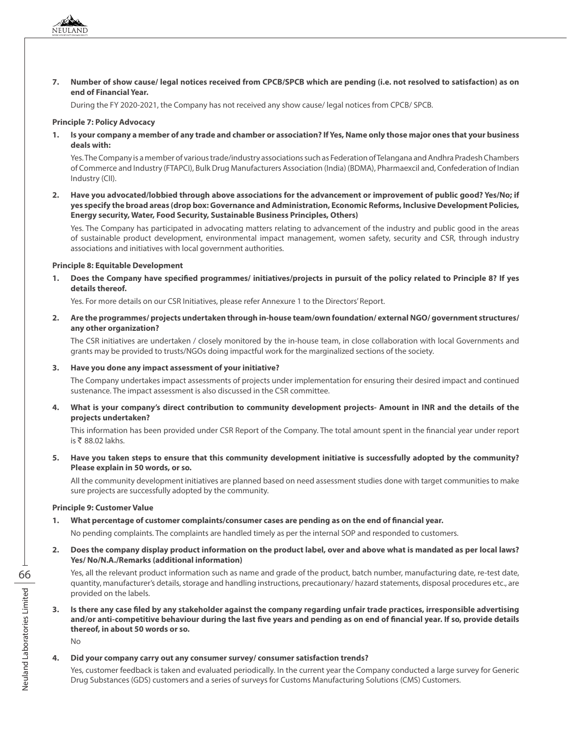**7. Number of show cause/ legal notices received from CPCB/SPCB which are pending (i.e. not resolved to satisfaction) as on end of Financial Year.**

During the FY 2020-2021, the Company has not received any show cause/ legal notices from CPCB/ SPCB.

**Principle 7: Policy Advocacy**

**1. Is your company a member of any trade and chamber or association? If Yes, Name only those major ones that your business deals with:**

Yes. The Company is a member of various trade/industry associations such as Federation of Telangana and Andhra Pradesh Chambers of Commerce and Industry (FTAPCI), Bulk Drug Manufacturers Association (India) (BDMA), Pharmaexcil and, Confederation of Indian Industry (CII).

**2. Have you advocated/lobbied through above associations for the advancement or improvement of public good? Yes/No; if yes specify the broad areas (drop box: Governance and Administration, Economic Reforms, Inclusive Development Policies, Energy security, Water, Food Security, Sustainable Business Principles, Others)**

Yes. The Company has participated in advocating matters relating to advancement of the industry and public good in the areas of sustainable product development, environmental impact management, women safety, security and CSR, through industry associations and initiatives with local government authorities.

**Principle 8: Equitable Development**

**1. Does the Company have specified programmes/ initiatives/projects in pursuit of the policy related to Principle 8? If yes details thereof.**

Yes. For more details on our CSR Initiatives, please refer Annexure 1 to the Directors' Report.

**2. Are the programmes/ projects undertaken through in-house team/own foundation/ external NGO/ government structures/ any other organization?**

The CSR initiatives are undertaken / closely monitored by the in-house team, in close collaboration with local Governments and grants may be provided to trusts/NGOs doing impactful work for the marginalized sections of the society.

**3. Have you done any impact assessment of your initiative?**

The Company undertakes impact assessments of projects under implementation for ensuring their desired impact and continued sustenance. The impact assessment is also discussed in the CSR committee.

**4. What is your company's direct contribution to community development projects- Amount in INR and the details of the projects undertaken?**

This information has been provided under CSR Report of the Company. The total amount spent in the financial year under report is ₹ 88.02 lakhs.

**5. Have you taken steps to ensure that this community development initiative is successfully adopted by the community? Please explain in 50 words, or so.**

All the community development initiatives are planned based on need assessment studies done with target communities to make sure projects are successfully adopted by the community.

**Principle 9: Customer Value**

**1. What percentage of customer complaints/consumer cases are pending as on the end of financial year.**

No pending complaints. The complaints are handled timely as per the internal SOP and responded to customers.

**2. Does the company display product information on the product label, over and above what is mandated as per local laws? Yes/ No/N.A./Remarks (additional information)**

Yes, all the relevant product information such as name and grade of the product, batch number, manufacturing date, re-test date, quantity, manufacturer's details, storage and handling instructions, precautionary/ hazard statements, disposal procedures etc., are provided on the labels.

**3. Is there any case filed by any stakeholder against the company regarding unfair trade practices, irresponsible advertising and/or anti-competitive behaviour during the last five years and pending as on end of financial year. If so, provide details thereof, in about 50 words or so.**

No

**4. Did your company carry out any consumer survey/ consumer satisfaction trends?**

Yes, customer feedback is taken and evaluated periodically. In the current year the Company conducted a large survey for Generic Drug Substances (GDS) customers and a series of surveys for Customs Manufacturing Solutions (CMS) Customers.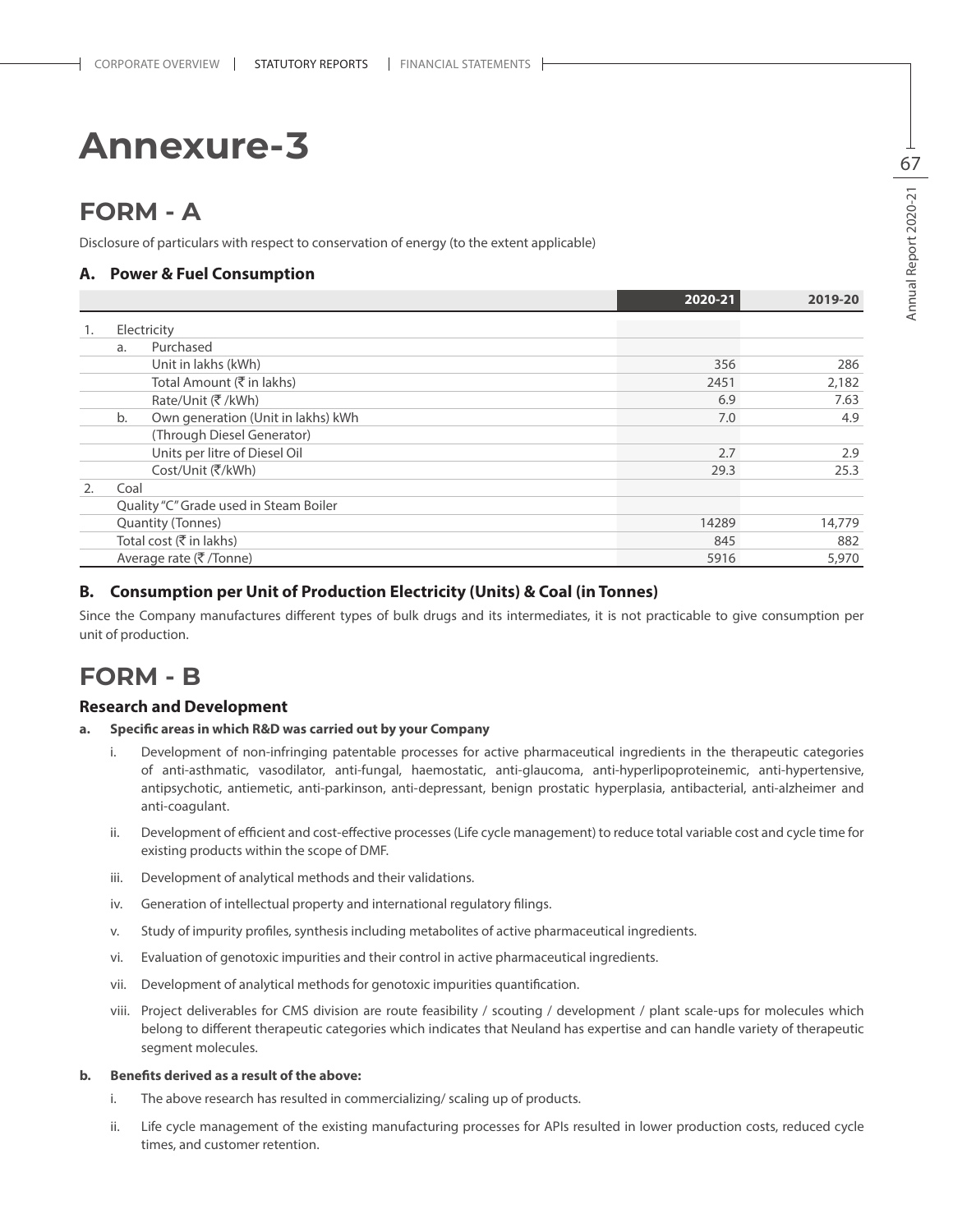# Annexure-3

## FORM - A

Disclosure of particulars with respect to conservation of energy (to the extent applicable)

### A. Power & Fuel Consumption

| | | | 2020-21 | 2019-20 |
|---|---|---|---|---|
| 1. | Electricity | | | |
| | a. | Purchased | | |
| | | Unit in lakhs (kWh) | 356 | 286 |
| | | Total Amount (₹ in lakhs) | 2451 | 2,182 |
| | | Rate/Unit (₹ /kWh) | 6.9 | 7.63 |
| | b. | Own generation (Unit in lakhs) kWh | 7.0 | 4.9 |
| | | (Through Diesel Generator) | | |
| | | Units per litre of Diesel Oil | 2.7 | 2.9 |
| | | Cost/Unit (₹/kWh) | 29.3 | 25.3 |
| 2. | Coal | | | |
| | Quality "C" Grade used in Steam Boiler | | | |
| | Quantity (Tonnes) | | 14289 | 14,779 |
| | Total cost (₹ in lakhs) | | 845 | 882 |
| | Average rate (₹ /Tonne) | | 5916 | 5,970 |

### B. Consumption per Unit of Production Electricity (Units) & Coal (in Tonnes)

Since the Company manufactures different types of bulk drugs and its intermediates, it is not practicable to give consumption per unit of production.

## FORM - B

### Research and Development

**a. Specific areas in which R&D was carried out by your Company**

i. Development of non-infringing patentable processes for active pharmaceutical ingredients in the therapeutic categories of anti-asthmatic, vasodilator, anti-fungal, haemostatic, anti-glaucoma, anti-hyperlipoproteinemic, anti-hypertensive, antipsychotic, antiemetic, anti-parkinson, anti-depressant, benign prostatic hyperplasia, antibacterial, anti-alzheimer and anti-coagulant.

ii. Development of efficient and cost-effective processes (Life cycle management) to reduce total variable cost and cycle time for existing products within the scope of DMF.

iii. Development of analytical methods and their validations.

iv. Generation of intellectual property and international regulatory filings.

v. Study of impurity profiles, synthesis including metabolites of active pharmaceutical ingredients.

vi. Evaluation of genotoxic impurities and their control in active pharmaceutical ingredients.

vii. Development of analytical methods for genotoxic impurities quantification.

viii. Project deliverables for CMS division are route feasibility / scouting / development / plant scale-ups for molecules which belong to different therapeutic categories which indicates that Neuland has expertise and can handle variety of therapeutic segment molecules.

**b. Benefits derived as a result of the above:**

i. The above research has resulted in commercializing/ scaling up of products.

ii. Life cycle management of the existing manufacturing processes for APIs resulted in lower production costs, reduced cycle times, and customer retention.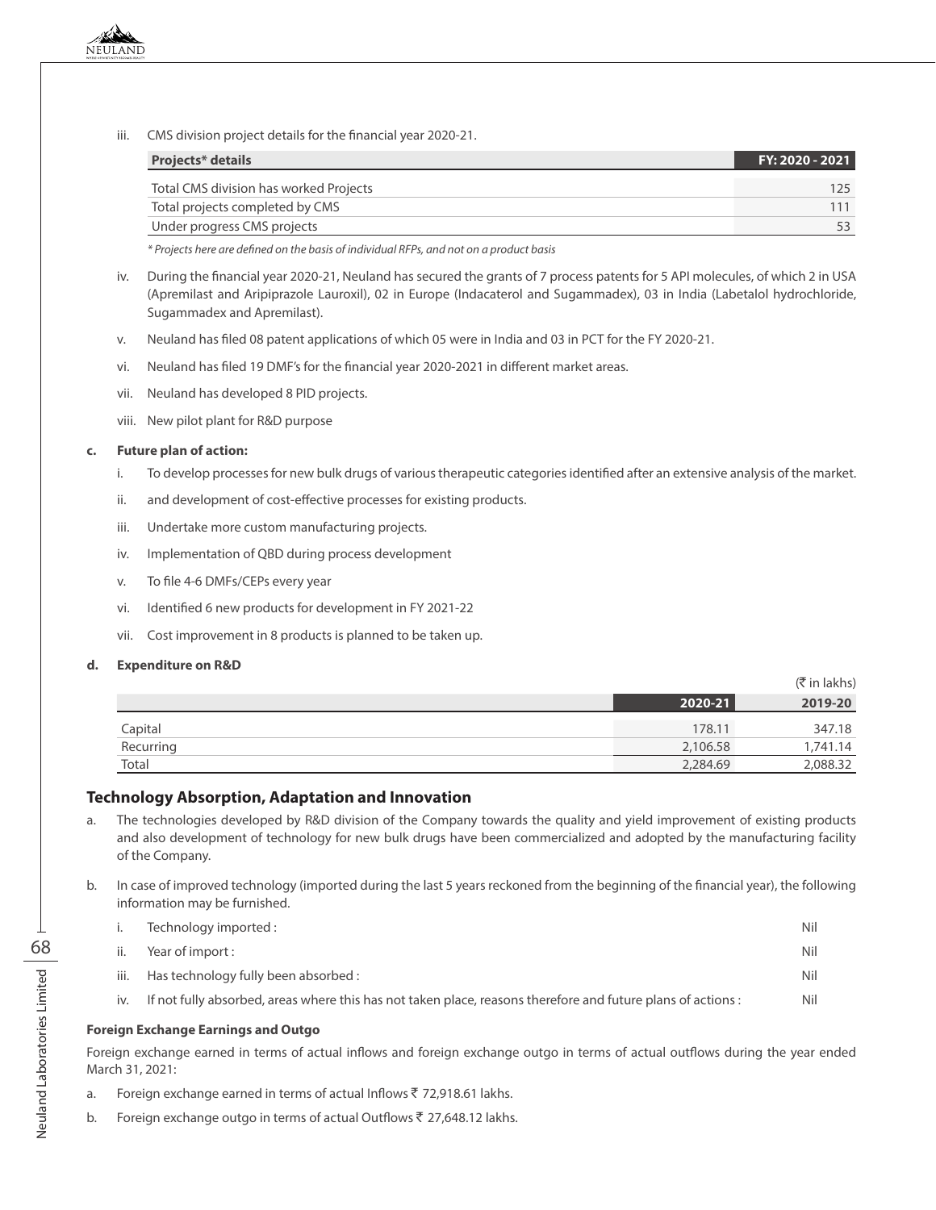iii. CMS division project details for the financial year 2020-21.

| Projects* details | FY: 2020 - 2021 |
|---|---|
| Total CMS division has worked Projects | 125 |
| Total projects completed by CMS | 111 |
| Under progress CMS projects | 53 |

*\* Projects here are defined on the basis of individual RFPs, and not on a product basis*

iv. During the financial year 2020-21, Neuland has secured the grants of 7 process patents for 5 API molecules, of which 2 in USA (Apremilast and Aripiprazole Lauroxil), 02 in Europe (Indacaterol and Sugammadex), 03 in India (Labetalol hydrochloride, Sugammadex and Apremilast).

v. Neuland has filed 08 patent applications of which 05 were in India and 03 in PCT for the FY 2020-21.

vi. Neuland has filed 19 DMF's for the financial year 2020-2021 in different market areas.

vii. Neuland has developed 8 PID projects.

viii. New pilot plant for R&D purpose

**c. Future plan of action:**

i. To develop processes for new bulk drugs of various therapeutic categories identified after an extensive analysis of the market.

ii. and development of cost-effective processes for existing products.

iii. Undertake more custom manufacturing projects.

iv. Implementation of QBD during process development

v. To file 4-6 DMFs/CEPs every year

vi. Identified 6 new products for development in FY 2021-22

vii. Cost improvement in 8 products is planned to be taken up.

**d. Expenditure on R&D**

(₹ in lakhs)

| | 2020-21 | 2019-20 |
|---|---|---|
| Capital | 178.11 | 347.18 |
| Recurring | 2,106.58 | 1,741.14 |
| Total | 2,284.69 | 2,088.32 |

## Technology Absorption, Adaptation and Innovation

a. The technologies developed by R&D division of the Company towards the quality and yield improvement of existing products and also development of technology for new bulk drugs have been commercialized and adopted by the manufacturing facility of the Company.

b. In case of improved technology (imported during the last 5 years reckoned from the beginning of the financial year), the following information may be furnished.

| | | |
|---|---|---|
| i. | Technology imported : | Nil |
| ii. | Year of import : | Nil |
| iii. | Has technology fully been absorbed : | Nil |
| iv. | If not fully absorbed, areas where this has not taken place, reasons therefore and future plans of actions : | Nil |

**Foreign Exchange Earnings and Outgo**

Foreign exchange earned in terms of actual inflows and foreign exchange outgo in terms of actual outflows during the year ended March 31, 2021:

a. Foreign exchange earned in terms of actual Inflows ₹ 72,918.61 lakhs.

b. Foreign exchange outgo in terms of actual Outflows ₹ 27,648.12 lakhs.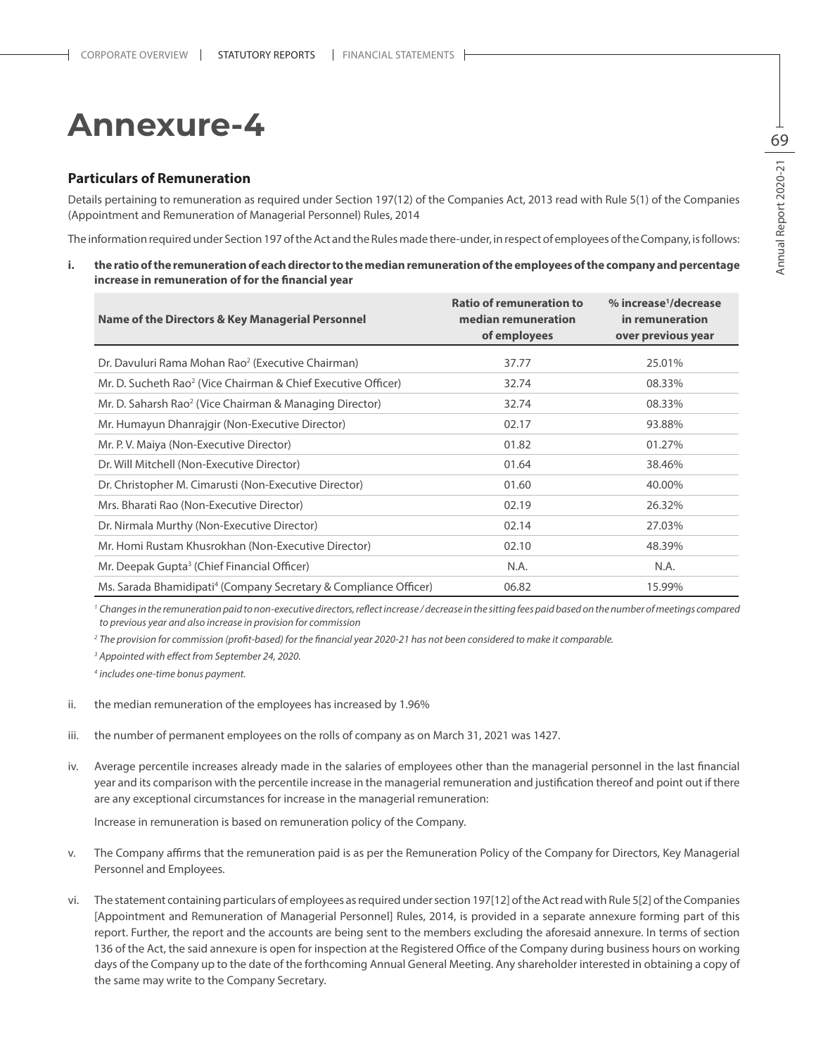# Annexure-4

### Particulars of Remuneration

Details pertaining to remuneration as required under Section 197(12) of the Companies Act, 2013 read with Rule 5(1) of the Companies (Appointment and Remuneration of Managerial Personnel) Rules, 2014

The information required under Section 197 of the Act and the Rules made there-under, in respect of employees of the Company, is follows:

**i. the ratio of the remuneration of each director to the median remuneration of the employees of the company and percentage increase in remuneration of for the financial year**

| Name of the Directors & Key Managerial Personnel | Ratio of remuneration to median remuneration of employees | % increase[1]/decrease in remuneration over previous year |
|---|---|---|
| Dr. Davuluri Rama Mohan Rao[2] (Executive Chairman) | 37.77 | 25.01% |
| Mr. D. Sucheth Rao[2] (Vice Chairman & Chief Executive Officer) | 32.74 | 08.33% |
| Mr. D. Saharsh Rao[2] (Vice Chairman & Managing Director) | 32.74 | 08.33% |
| Mr. Humayun Dhanrajgir (Non-Executive Director) | 02.17 | 93.88% |
| Mr. P. V. Maiya (Non-Executive Director) | 01.82 | 01.27% |
| Dr. Will Mitchell (Non-Executive Director) | 01.64 | 38.46% |
| Dr. Christopher M. Cimarusti (Non-Executive Director) | 01.60 | 40.00% |
| Mrs. Bharati Rao (Non-Executive Director) | 02.19 | 26.32% |
| Dr. Nirmala Murthy (Non-Executive Director) | 02.14 | 27.03% |
| Mr. Homi Rustam Khusrokhan (Non-Executive Director) | 02.10 | 48.39% |
| Mr. Deepak Gupta[3] (Chief Financial Officer) | N.A. | N.A. |
| Ms. Sarada Bhamidipati[4] (Company Secretary & Compliance Officer) | 06.82 | 15.99% |

*[1] Changes in the remuneration paid to non-executive directors, reflect increase / decrease in the sitting fees paid based on the number of meetings compared to previous year and also increase in provision for commission*

*[2] The provision for commission (profit-based) for the financial year 2020-21 has not been considered to make it comparable.*

*[3] Appointed with effect from September 24, 2020.*

*[4] includes one-time bonus payment.*

ii. the median remuneration of the employees has increased by 1.96%

iii. the number of permanent employees on the rolls of company as on March 31, 2021 was 1427.

iv. Average percentile increases already made in the salaries of employees other than the managerial personnel in the last financial year and its comparison with the percentile increase in the managerial remuneration and justification thereof and point out if there are any exceptional circumstances for increase in the managerial remuneration:

Increase in remuneration is based on remuneration policy of the Company.

v. The Company affirms that the remuneration paid is as per the Remuneration Policy of the Company for Directors, Key Managerial Personnel and Employees.

vi. The statement containing particulars of employees as required under section 197[12] of the Act read with Rule 5[2] of the Companies [Appointment and Remuneration of Managerial Personnel] Rules, 2014, is provided in a separate annexure forming part of this report. Further, the report and the accounts are being sent to the members excluding the aforesaid annexure. In terms of section 136 of the Act, the said annexure is open for inspection at the Registered Office of the Company during business hours on working days of the Company up to the date of the forthcoming Annual General Meeting. Any shareholder interested in obtaining a copy of the same may write to the Company Secretary.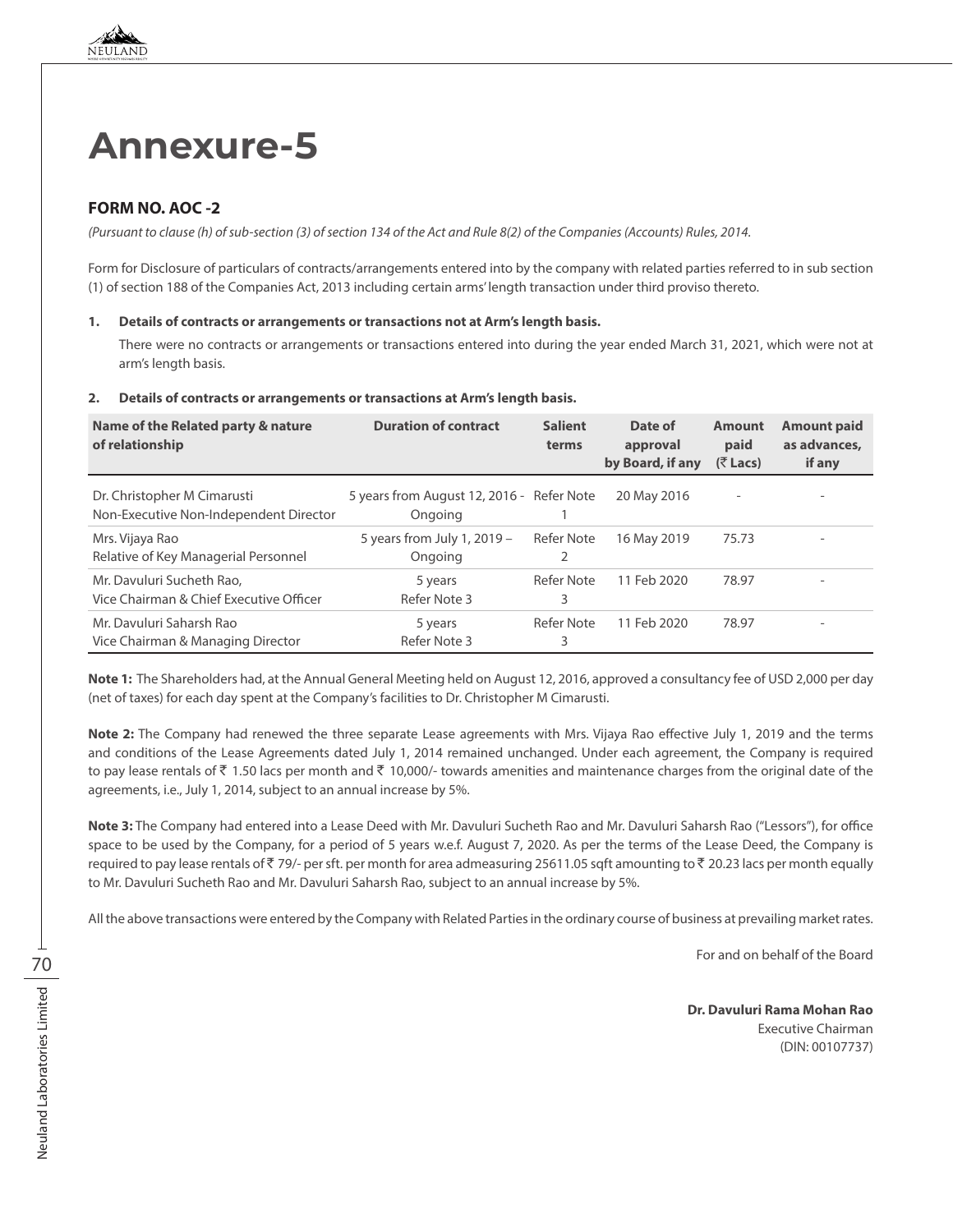# Annexure-5

## FORM NO. AOC -2

*(Pursuant to clause (h) of sub-section (3) of section 134 of the Act and Rule 8(2) of the Companies (Accounts) Rules, 2014.*

Form for Disclosure of particulars of contracts/arrangements entered into by the company with related parties referred to in sub section (1) of section 188 of the Companies Act, 2013 including certain arms' length transaction under third proviso thereto.

**1. Details of contracts or arrangements or transactions not at Arm's length basis.**

There were no contracts or arrangements or transactions entered into during the year ended March 31, 2021, which were not at arm's length basis.

**2. Details of contracts or arrangements or transactions at Arm's length basis.**

| Name of the Related party & nature of relationship | Duration of contract | Salient terms | Date of approval by Board, if any | Amount paid (₹ Lacs) | Amount paid as advances, if any |
|---|---|---|---|---|---|
| Dr. Christopher M Cimarusti<br>Non-Executive Non-Independent Director | 5 years from August 12, 2016 - Ongoing | Refer Note 1 | 20 May 2016 | - | - |
| Mrs. Vijaya Rao<br>Relative of Key Managerial Personnel | 5 years from July 1, 2019 – Ongoing | Refer Note 2 | 16 May 2019 | 75.73 | - |
| Mr. Davuluri Sucheth Rao,<br>Vice Chairman & Chief Executive Officer | 5 years<br>Refer Note 3 | Refer Note 3 | 11 Feb 2020 | 78.97 | - |
| Mr. Davuluri Saharsh Rao<br>Vice Chairman & Managing Director | 5 years<br>Refer Note 3 | Refer Note 3 | 11 Feb 2020 | 78.97 | - |

**Note 1:** The Shareholders had, at the Annual General Meeting held on August 12, 2016, approved a consultancy fee of USD 2,000 per day (net of taxes) for each day spent at the Company's facilities to Dr. Christopher M Cimarusti.

**Note 2:** The Company had renewed the three separate Lease agreements with Mrs. Vijaya Rao effective July 1, 2019 and the terms and conditions of the Lease Agreements dated July 1, 2014 remained unchanged. Under each agreement, the Company is required to pay lease rentals of ₹ 1.50 lacs per month and ₹ 10,000/- towards amenities and maintenance charges from the original date of the agreements, i.e., July 1, 2014, subject to an annual increase by 5%.

**Note 3:** The Company had entered into a Lease Deed with Mr. Davuluri Sucheth Rao and Mr. Davuluri Saharsh Rao ("Lessors"), for office space to be used by the Company, for a period of 5 years w.e.f. August 7, 2020. As per the terms of the Lease Deed, the Company is required to pay lease rentals of ₹ 79/- per sft. per month for area admeasuring 25611.05 sqft amounting to ₹ 20.23 lacs per month equally to Mr. Davuluri Sucheth Rao and Mr. Davuluri Saharsh Rao, subject to an annual increase by 5%.

All the above transactions were entered by the Company with Related Parties in the ordinary course of business at prevailing market rates.

For and on behalf of the Board

**Dr. Davuluri Rama Mohan Rao**
Executive Chairman
(DIN: 00107737)